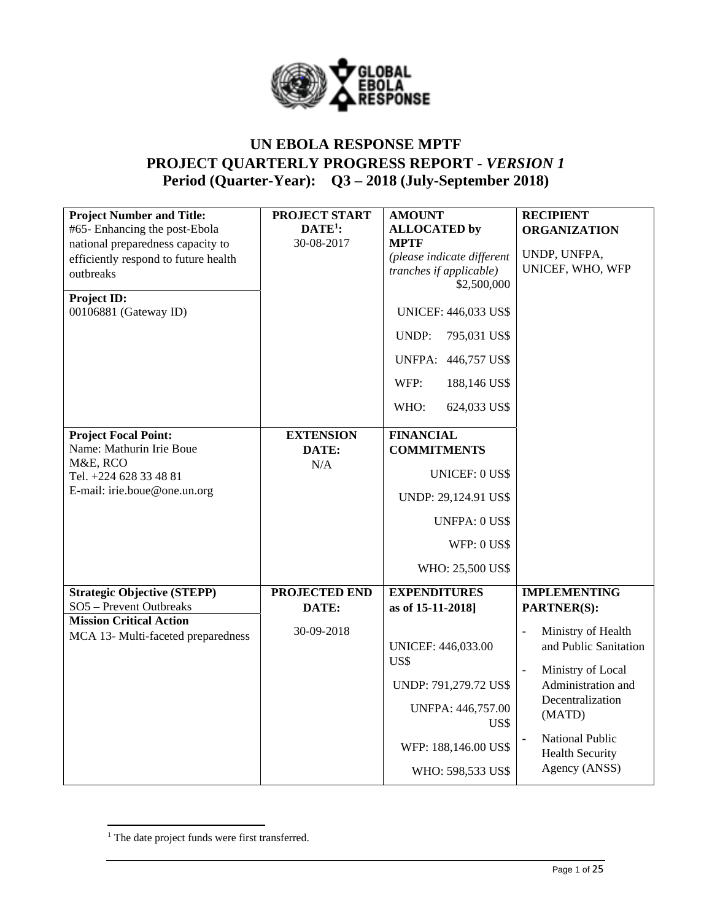# UN EBOLA RESPONSE MPTF
# PROJECT QUARTERLY PROGRESS REPORT - *VERSION 1*
# Period (Quarter-Year): Q3 – 2018 (July-September 2018)

| **Project Number and Title:**<br>#65- Enhancing the post-Ebola national preparedness capacity to efficiently respond to future health outbreaks<br><br>**Project ID:**<br>00106881 (Gateway ID) | **PROJECT START DATE[1]:**<br>30-08-2017 | **AMOUNT ALLOCATED by MPTF**<br>*(please indicate different tranches if applicable)*<br>$2,500,000<br><br>UNICEF: 446,033 US$<br>UNDP: 795,031 US$<br>UNFPA: 446,757 US$<br>WFP: 188,146 US$<br>WHO: 624,033 US$ | **RECIPIENT ORGANIZATION**<br>UNDP, UNFPA, UNICEF, WHO, WFP |
|---|---|---|---|
| **Project Focal Point:**<br>Name: Mathurin Irie Boue<br>M&E, RCO<br>Tel. +224 628 33 48 81<br>E-mail: irie.boue@one.un.org | **EXTENSION DATE:**<br>N/A | **FINANCIAL COMMITMENTS**<br>UNICEF: 0 US$<br>UNDP: 29,124.91 US$<br>UNFPA: 0 US$<br>WFP: 0 US$<br>WHO: 25,500 US$ | |
| **Strategic Objective (STEPP)**<br>SO5 – Prevent Outbreaks<br>**Mission Critical Action**<br>MCA 13- Multi-faceted preparedness | **PROJECTED END DATE:**<br>30-09-2018 | **EXPENDITURES as of 15-11-2018]**<br>UNICEF: 446,033.00 US$<br>UNDP: 791,279.72 US$<br>UNFPA: 446,757.00 US$<br>WFP: 188,146.00 US$<br>WHO: 598,533 US$ | **IMPLEMENTING PARTNER(S):**<br>- Ministry of Health and Public Sanitation<br>- Ministry of Local Administration and Decentralization (MATD)<br>- National Public Health Security Agency (ANSS) |

[1] The date project funds were first transferred.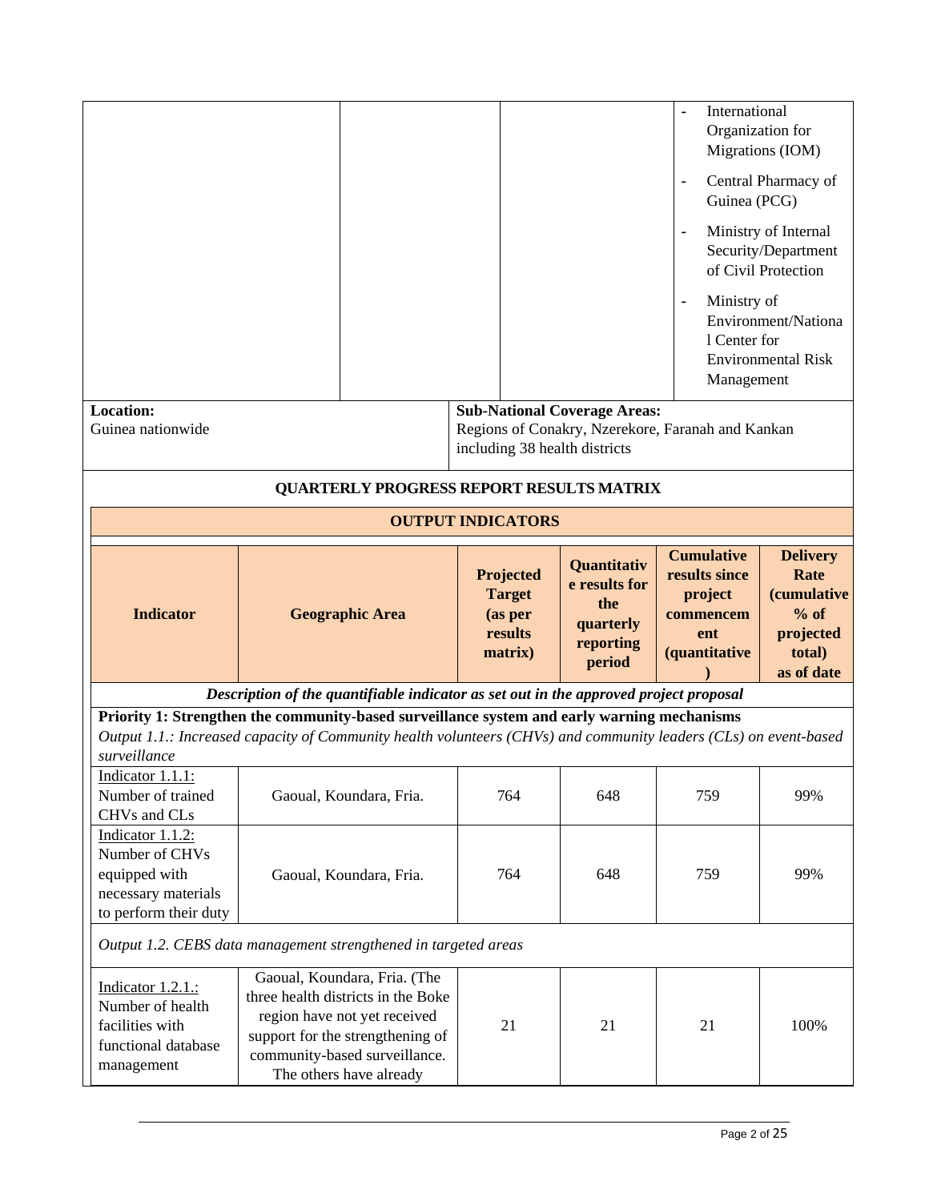| | | | | |
|---|---|---|---|---|
| | | | | - International Organization for Migrations (IOM)<br>- Central Pharmacy of Guinea (PCG)<br>- Ministry of Internal Security/Department of Civil Protection<br>- Ministry of Environment/National Center for Environmental Risk Management |

| **Location:** | **Sub-National Coverage Areas:** |
|---|---|
| Guinea nationwide | Regions of Conakry, Nzerekore, Faranah and Kankan including 38 health districts |

**QUARTERLY PROGRESS REPORT RESULTS MATRIX**

**OUTPUT INDICATORS**

| Indicator | Geographic Area | Projected Target (as per results matrix) | Quantitative results for the quarterly reporting period | Cumulative results since project commencement (quantitative) | Delivery Rate (cumulative % of projected total) as of date |
|---|---|---|---|---|---|
| *Description of the quantifiable indicator as set out in the approved project proposal* | | | | | |
| **Priority 1: Strengthen the community-based surveillance system and early warning mechanisms**<br>*Output 1.1.: Increased capacity of Community health volunteers (CHVs) and community leaders (CLs) on event-based surveillance* | | | | | |
| Indicator 1.1.1: Number of trained CHVs and CLs | Gaoual, Koundara, Fria. | 764 | 648 | 759 | 99% |
| Indicator 1.1.2: Number of CHVs equipped with necessary materials to perform their duty | Gaoual, Koundara, Fria. | 764 | 648 | 759 | 99% |
| *Output 1.2. CEBS data management strengthened in targeted areas* | | | | | |
| Indicator 1.2.1.: Number of health facilities with functional database management | Gaoual, Koundara, Fria. (The three health districts in the Boke region have not yet received support for the strengthening of community-based surveillance. The others have already | 21 | 21 | 21 | 100% |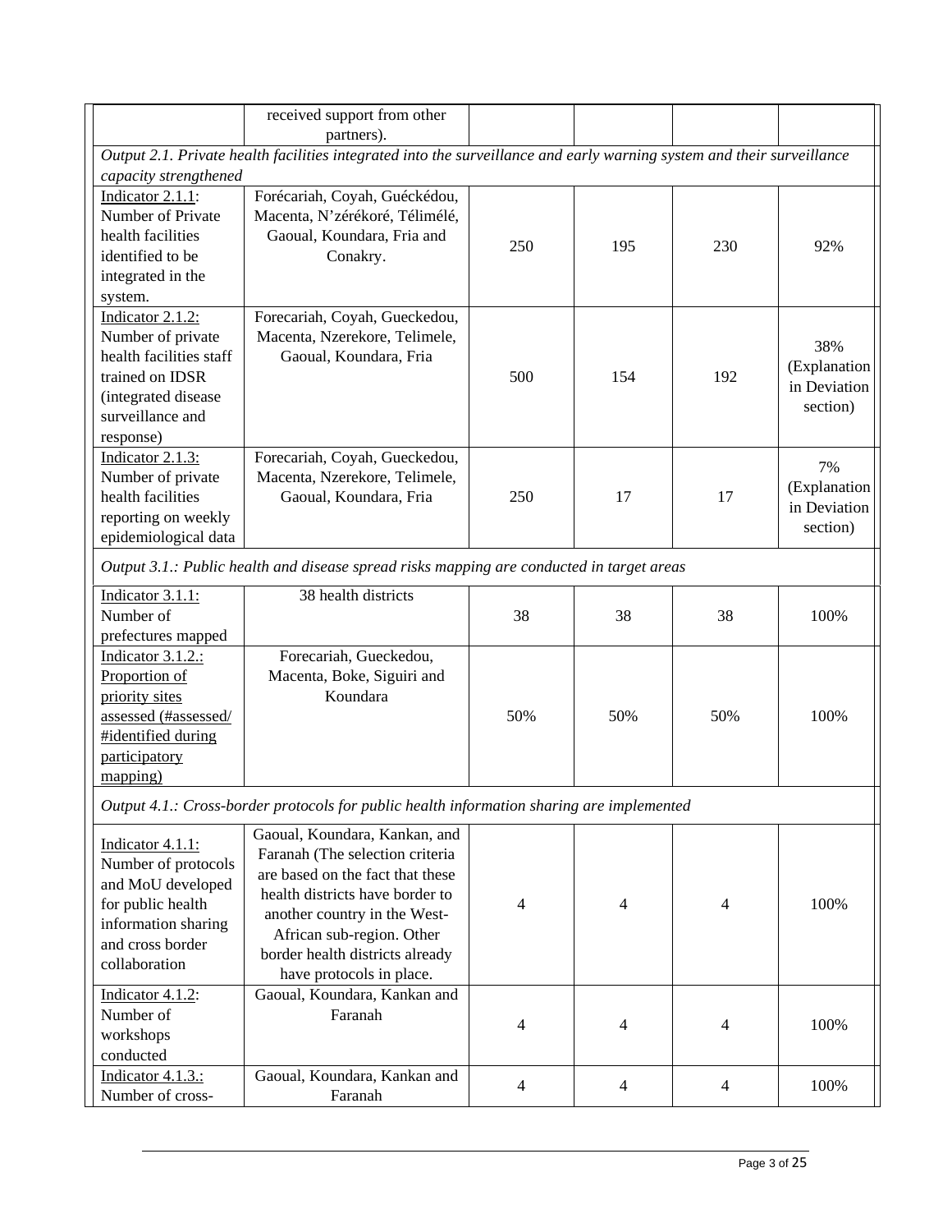| | received support from other partners). | | | | |
|---|---|---|---|---|---|
| *Output 2.1. Private health facilities integrated into the surveillance and early warning system and their surveillance capacity strengthened* | | | | | |
| Indicator 2.1.1: Number of Private health facilities identified to be integrated in the system. | Forécariah, Coyah, Guéckédou, Macenta, N'zérékoré, Télimélé, Gaoual, Koundara, Fria and Conakry. | 250 | 195 | 230 | 92% |
| Indicator 2.1.2: Number of private health facilities staff trained on IDSR (integrated disease surveillance and response) | Forecariah, Coyah, Gueckedou, Macenta, Nzerekore, Telimele, Gaoual, Koundara, Fria | 500 | 154 | 192 | 38% (Explanation in Deviation section) |
| Indicator 2.1.3: Number of private health facilities reporting on weekly epidemiological data | Forecariah, Coyah, Gueckedou, Macenta, Nzerekore, Telimele, Gaoual, Koundara, Fria | 250 | 17 | 17 | 7% (Explanation in Deviation section) |
| *Output 3.1.: Public health and disease spread risks mapping are conducted in target areas* | | | | | |
| Indicator 3.1.1: Number of prefectures mapped | 38 health districts | 38 | 38 | 38 | 100% |
| Indicator 3.1.2.: Proportion of priority sites assessed (#assessed/ #identified during participatory mapping) | Forecariah, Gueckedou, Macenta, Boke, Siguiri and Koundara | 50% | 50% | 50% | 100% |
| *Output 4.1.: Cross-border protocols for public health information sharing are implemented* | | | | | |
| Indicator 4.1.1: Number of protocols and MoU developed for public health information sharing and cross border collaboration | Gaoual, Koundara, Kankan, and Faranah (The selection criteria are based on the fact that these health districts have border to another country in the West-African sub-region. Other border health districts already have protocols in place. | 4 | 4 | 4 | 100% |
| Indicator 4.1.2: Number of workshops conducted | Gaoual, Koundara, Kankan and Faranah | 4 | 4 | 4 | 100% |
| Indicator 4.1.3.: Number of cross- | Gaoual, Koundara, Kankan and Faranah | 4 | 4 | 4 | 100% |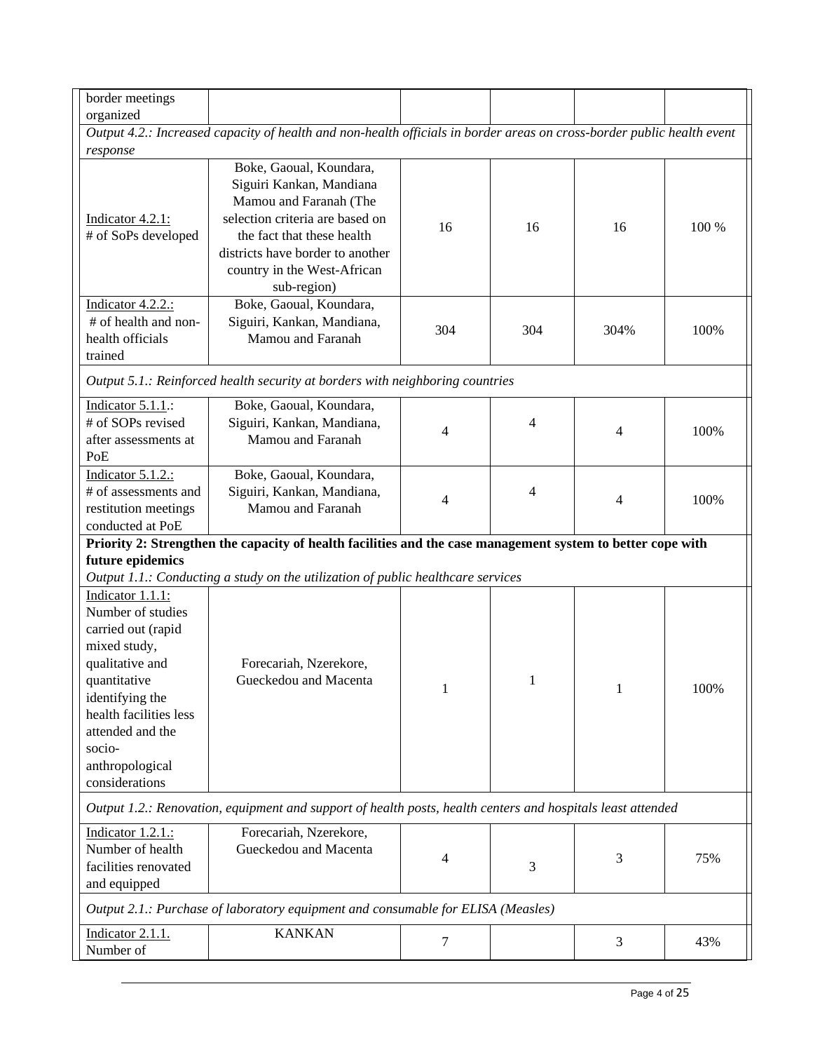| | | | | | |
|---|---|---|---|---|---|
| border meetings organized | | | | | |
| *Output 4.2.: Increased capacity of health and non-health officials in border areas on cross-border public health event response* | | | | | |
| Indicator 4.2.1: # of SoPs developed | Boke, Gaoual, Koundara, Siguiri Kankan, Mandiana Mamou and Faranah (The selection criteria are based on the fact that these health districts have border to another country in the West-African sub-region) | 16 | 16 | 16 | 100 % |
| Indicator 4.2.2.: # of health and non-health officials trained | Boke, Gaoual, Koundara, Siguiri, Kankan, Mandiana, Mamou and Faranah | 304 | 304 | 304% | 100% |
| *Output 5.1.: Reinforced health security at borders with neighboring countries* | | | | | |
| Indicator 5.1.1.: # of SOPs revised after assessments at PoE | Boke, Gaoual, Koundara, Siguiri, Kankan, Mandiana, Mamou and Faranah | 4 | 4 | 4 | 100% |
| Indicator 5.1.2.: # of assessments and restitution meetings conducted at PoE | Boke, Gaoual, Koundara, Siguiri, Kankan, Mandiana, Mamou and Faranah | 4 | 4 | 4 | 100% |
| **Priority 2: Strengthen the capacity of health facilities and the case management system to better cope with future epidemics** *Output 1.1.: Conducting a study on the utilization of public healthcare services* | | | | | |
| Indicator 1.1.1: Number of studies carried out (rapid mixed study, qualitative and quantitative identifying the health facilities less attended and the socio-anthropological considerations | Forecariah, Nzerekore, Gueckedou and Macenta | 1 | 1 | 1 | 100% |
| *Output 1.2.: Renovation, equipment and support of health posts, health centers and hospitals least attended* | | | | | |
| Indicator 1.2.1.: Number of health facilities renovated and equipped | Forecariah, Nzerekore, Gueckedou and Macenta | 4 | 3 | 3 | 75% |
| *Output 2.1.: Purchase of laboratory equipment and consumable for ELISA (Measles)* | | | | | |
| Indicator 2.1.1. Number of | KANKAN | 7 | | 3 | 43% |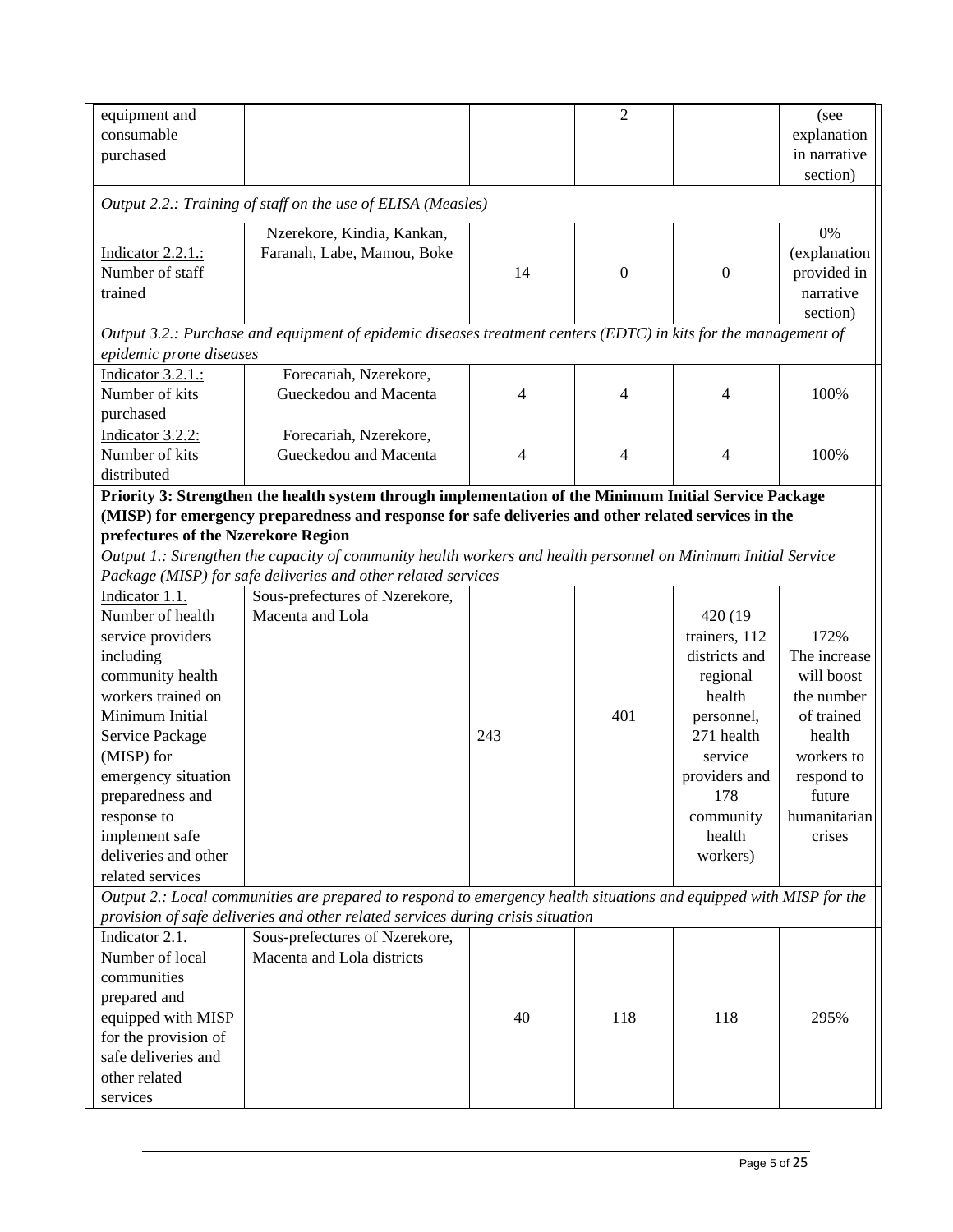| equipment and consumable purchased | | | 2 | | (see explanation in narrative section) |
|---|---|---|---|---|---|
| *Output 2.2.: Training of staff on the use of ELISA (Measles)* | | | | | |
| Indicator 2.2.1.: Number of staff trained | Nzerekore, Kindia, Kankan, Faranah, Labe, Mamou, Boke | 14 | 0 | 0 | 0% (explanation provided in narrative section) |
| *Output 3.2.: Purchase and equipment of epidemic diseases treatment centers (EDTC) in kits for the management of epidemic prone diseases* | | | | | |
| Indicator 3.2.1.: Number of kits purchased | Forecariah, Nzerekore, Gueckedou and Macenta | 4 | 4 | 4 | 100% |
| Indicator 3.2.2: Number of kits distributed | Forecariah, Nzerekore, Gueckedou and Macenta | 4 | 4 | 4 | 100% |
| **Priority 3: Strengthen the health system through implementation of the Minimum Initial Service Package (MISP) for emergency preparedness and response for safe deliveries and other related services in the prefectures of the Nzerekore Region** *Output 1.: Strengthen the capacity of community health workers and health personnel on Minimum Initial Service Package (MISP) for safe deliveries and other related services* | | | | | |
| Indicator 1.1. Number of health service providers including community health workers trained on Minimum Initial Service Package (MISP) for emergency situation preparedness and response to implement safe deliveries and other related services | Sous-prefectures of Nzerekore, Macenta and Lola | 243 | 401 | 420 (19 trainers, 112 districts and regional health personnel, 271 health service providers and 178 community health workers) | 172% The increase will boost the number of trained health workers to respond to future humanitarian crises |
| *Output 2.: Local communities are prepared to respond to emergency health situations and equipped with MISP for the provision of safe deliveries and other related services during crisis situation* | | | | | |
| Indicator 2.1. Number of local communities prepared and equipped with MISP for the provision of safe deliveries and other related services | Sous-prefectures of Nzerekore, Macenta and Lola districts | 40 | 118 | 118 | 295% |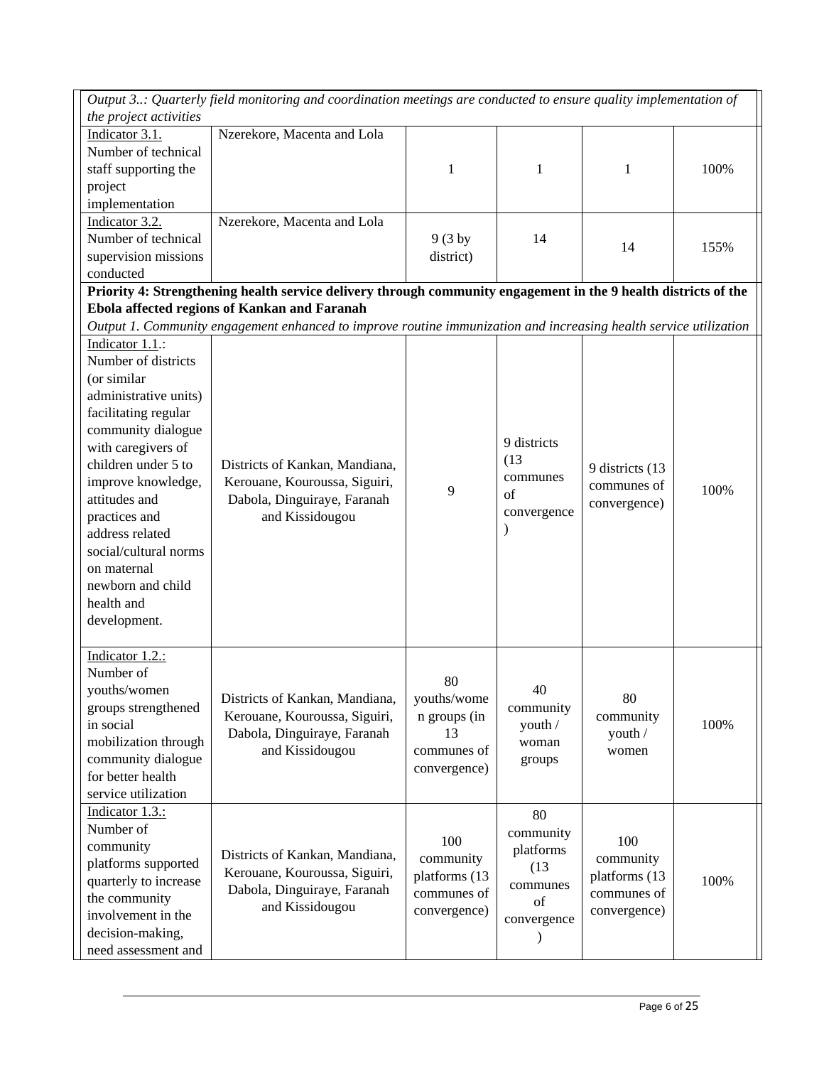| *Output 3..: Quarterly field monitoring and coordination meetings are conducted to ensure quality implementation of the project activities* | | | | | |
|---|---|---|---|---|---|
| Indicator 3.1. Number of technical staff supporting the project implementation | Nzerekore, Macenta and Lola | 1 | 1 | 1 | 100% |
| Indicator 3.2. Number of technical supervision missions conducted | Nzerekore, Macenta and Lola | 9 (3 by district) | 14 | 14 | 155% |
| **Priority 4: Strengthening health service delivery through community engagement in the 9 health districts of the Ebola affected regions of Kankan and Faranah** *Output 1. Community engagement enhanced to improve routine immunization and increasing health service utilization* | | | | | |
| Indicator 1.1.: Number of districts (or similar administrative units) facilitating regular community dialogue with caregivers of children under 5 to improve knowledge, attitudes and practices and address related social/cultural norms on maternal newborn and child health and development. | Districts of Kankan, Mandiana, Kerouane, Kouroussa, Siguiri, Dabola, Dinguiraye, Faranah and Kissidougou | 9 | 9 districts (13 communes of convergence) | 9 districts (13 communes of convergence) | 100% |
| Indicator 1.2.: Number of youths/women groups strengthened in social mobilization through community dialogue for better health service utilization | Districts of Kankan, Mandiana, Kerouane, Kouroussa, Siguiri, Dabola, Dinguiraye, Faranah and Kissidougou | 80 youths/women groups (in 13 communes of convergence) | 40 community youth / woman groups | 80 community youth / women | 100% |
| Indicator 1.3.: Number of community platforms supported quarterly to increase the community involvement in the decision-making, need assessment and | Districts of Kankan, Mandiana, Kerouane, Kouroussa, Siguiri, Dabola, Dinguiraye, Faranah and Kissidougou | 100 community platforms (13 communes of convergence) | 80 community platforms (13 communes of convergence) | 100 community platforms (13 communes of convergence) | 100% |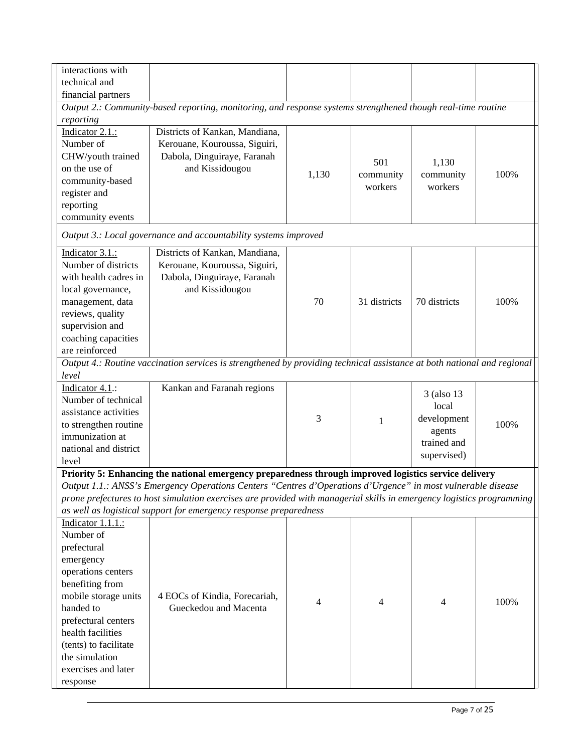| | | | | | |
|---|---|---|---|---|---|
| interactions with technical and financial partners | | | | | |
| *Output 2.: Community-based reporting, monitoring, and response systems strengthened though real-time routine reporting* | | | | | |
| Indicator 2.1.: Number of CHW/youth trained on the use of community-based register and reporting community events | Districts of Kankan, Mandiana, Kerouane, Kouroussa, Siguiri, Dabola, Dinguiraye, Faranah and Kissidougou | 1,130 | 501 community workers | 1,130 community workers | 100% |
| *Output 3.: Local governance and accountability systems improved* | | | | | |
| Indicator 3.1.: Number of districts with health cadres in local governance, management, data reviews, quality supervision and coaching capacities are reinforced | Districts of Kankan, Mandiana, Kerouane, Kouroussa, Siguiri, Dabola, Dinguiraye, Faranah and Kissidougou | 70 | 31 districts | 70 districts | 100% |
| *Output 4.: Routine vaccination services is strengthened by providing technical assistance at both national and regional level* | | | | | |
| Indicator 4.1.: Number of technical assistance activities to strengthen routine immunization at national and district level | Kankan and Faranah regions | 3 | 1 | 3 (also 13 local development agents trained and supervised) | 100% |
| **Priority 5: Enhancing the national emergency preparedness through improved logistics service delivery** *Output 1.1.: ANSS's Emergency Operations Centers "Centres d'Operations d'Urgence" in most vulnerable disease prone prefectures to host simulation exercises are provided with managerial skills in emergency logistics programming as well as logistical support for emergency response preparedness* | | | | | |
| Indicator 1.1.1.: Number of prefectural emergency operations centers benefiting from mobile storage units handed to prefectural centers health facilities (tents) to facilitate the simulation exercises and later response | 4 EOCs of Kindia, Forecariah, Gueckedou and Macenta | 4 | 4 | 4 | 100% |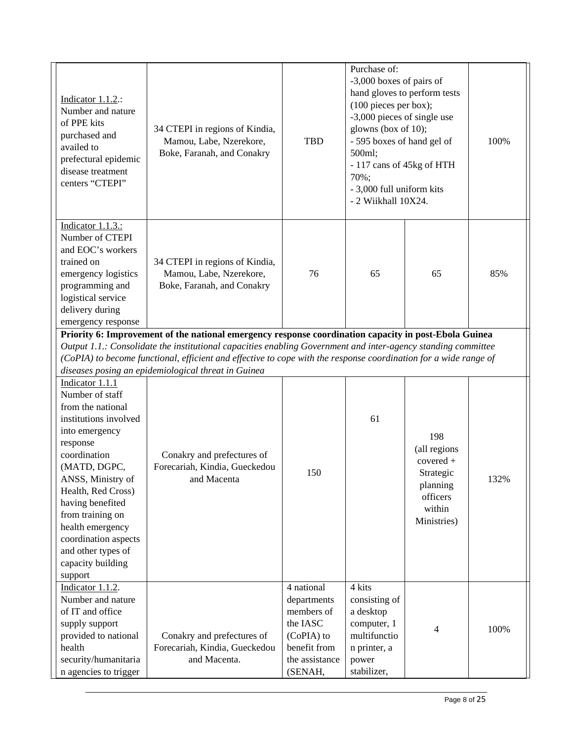| | | | | | |
|---|---|---|---|---|---|
| Indicator 1.1.2.: Number and nature of PPE kits purchased and availed to prefectural epidemic disease treatment centers "CTEPI" | 34 CTEPI in regions of Kindia, Mamou, Labe, Nzerekore, Boke, Faranah, and Conakry | TBD | Purchase of:<br>-3,000 boxes of pairs of hand gloves to perform tests (100 pieces per box);<br>-3,000 pieces of single use glowns (box of 10);<br>- 595 boxes of hand gel of 500ml;<br>- 117 cans of 45kg of HTH 70%;<br>- 3,000 full uniform kits<br>- 2 Wiikhall 10X24. | | 100% |
| Indicator 1.1.3.: Number of CTEPI and EOC's workers trained on emergency logistics programming and logistical service delivery during emergency response | 34 CTEPI in regions of Kindia, Mamou, Labe, Nzerekore, Boke, Faranah, and Conakry | 76 | 65 | 65 | 85% |
| **Priority 6: Improvement of the national emergency response coordination capacity in post-Ebola Guinea**<br>*Output 1.1.: Consolidate the institutional capacities enabling Government and inter-agency standing committee (CoPIA) to become functional, efficient and effective to cope with the response coordination for a wide range of diseases posing an epidemiological threat in Guinea* | | | | | |
| Indicator 1.1.1 Number of staff from the national institutions involved into emergency response coordination (MATD, DGPC, ANSS, Ministry of Health, Red Cross) having benefited from training on health emergency coordination aspects and other types of capacity building support | Conakry and prefectures of Forecariah, Kindia, Gueckedou and Macenta | 150 | 61 | 198 (all regions covered + Strategic planning officers within Ministries) | 132% |
| Indicator 1.1.2. Number and nature of IT and office supply support provided to national health security/humanitarian agencies to trigger | Conakry and prefectures of Forecariah, Kindia, Gueckedou and Macenta. | 4 national departments members of the IASC (CoPIA) to benefit from the assistance (SENAH, | 4 kits consisting of a desktop computer, 1 multifunction printer, a power stabilizer, | 4 | 100% |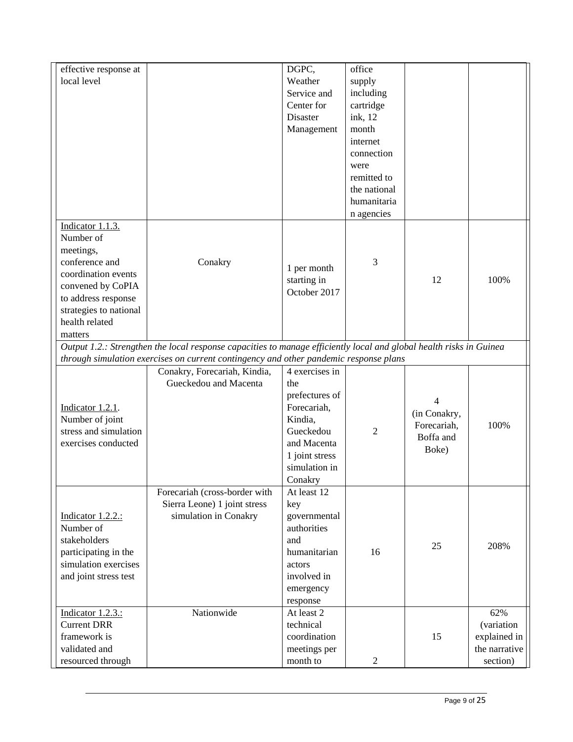| effective response at local level | | DGPC, Weather Service and Center for Disaster Management | office supply including cartridge ink, 12 month internet connection were remitted to the national humanitarian agencies | | |
|---|---|---|---|---|---|
| Indicator 1.1.3. Number of meetings, conference and coordination events convened by CoPIA to address response strategies to national health related matters | Conakry | 1 per month starting in October 2017 | 3 | 12 | 100% |
| *Output 1.2.: Strengthen the local response capacities to manage efficiently local and global health risks in Guinea through simulation exercises on current contingency and other pandemic response plans* | | | | | |
| Indicator 1.2.1. Number of joint stress and simulation exercises conducted | Conakry, Forecariah, Kindia, Gueckedou and Macenta | 4 exercises in the prefectures of Forecariah, Kindia, Gueckedou and Macenta 1 joint stress simulation in Conakry | 2 | 4 (in Conakry, Forecariah, Boffa and Boke) | 100% |
| Indicator 1.2.2.: Number of stakeholders participating in the simulation exercises and joint stress test | Forecariah (cross-border with Sierra Leone) 1 joint stress simulation in Conakry | At least 12 key governmental authorities and humanitarian actors involved in emergency response | 16 | 25 | 208% |
| Indicator 1.2.3.: Current DRR framework is validated and resourced through | Nationwide | At least 2 technical coordination meetings per month to | 2 | 15 | 62% (variation explained in the narrative section) |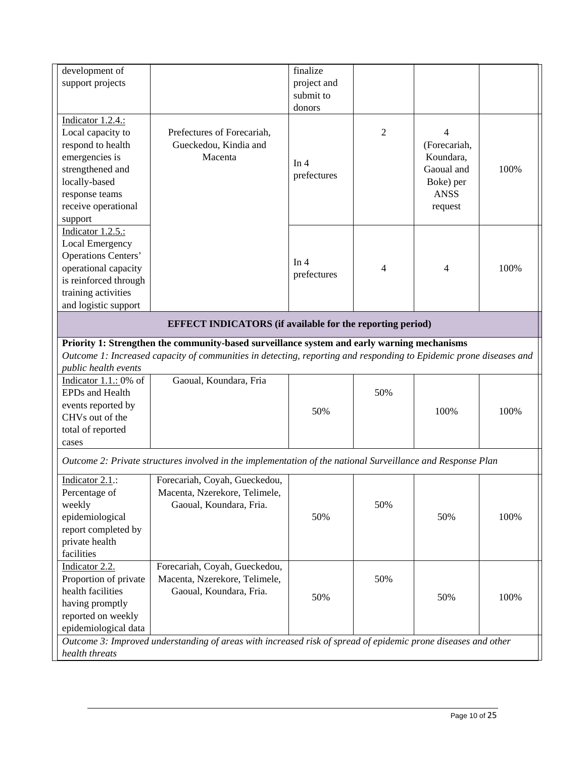| development of support projects | | finalize project and submit to donors | | | |
|---|---|---|---|---|---|
| Indicator 1.2.4.: Local capacity to respond to health emergencies is strengthened and locally-based response teams receive operational support | Prefectures of Forecariah, Gueckedou, Kindia and Macenta | In 4 prefectures | 2 | 4 (Forecariah, Koundara, Gaoual and Boke) per ANSS request | 100% |
| Indicator 1.2.5.: Local Emergency Operations Centers' operational capacity is reinforced through training activities and logistic support | | In 4 prefectures | 4 | 4 | 100% |
| **EFFECT INDICATORS (if available for the reporting period)** | | | | | |
| **Priority 1: Strengthen the community-based surveillance system and early warning mechanisms** *Outcome 1: Increased capacity of communities in detecting, reporting and responding to Epidemic prone diseases and public health events* | | | | | |
| Indicator 1.1.: 0% of EPDs and Health events reported by CHVs out of the total of reported cases | Gaoual, Koundara, Fria | 50% | 50% | 100% | 100% |
| *Outcome 2: Private structures involved in the implementation of the national Surveillance and Response Plan* | | | | | |
| Indicator 2.1.: Percentage of weekly epidemiological report completed by private health facilities | Forecariah, Coyah, Gueckedou, Macenta, Nzerekore, Telimele, Gaoual, Koundara, Fria. | 50% | 50% | 50% | 100% |
| Indicator 2.2. Proportion of private health facilities having promptly reported on weekly epidemiological data | Forecariah, Coyah, Gueckedou, Macenta, Nzerekore, Telimele, Gaoual, Koundara, Fria. | 50% | 50% | 50% | 100% |
| *Outcome 3: Improved understanding of areas with increased risk of spread of epidemic prone diseases and other health threats* | | | | | |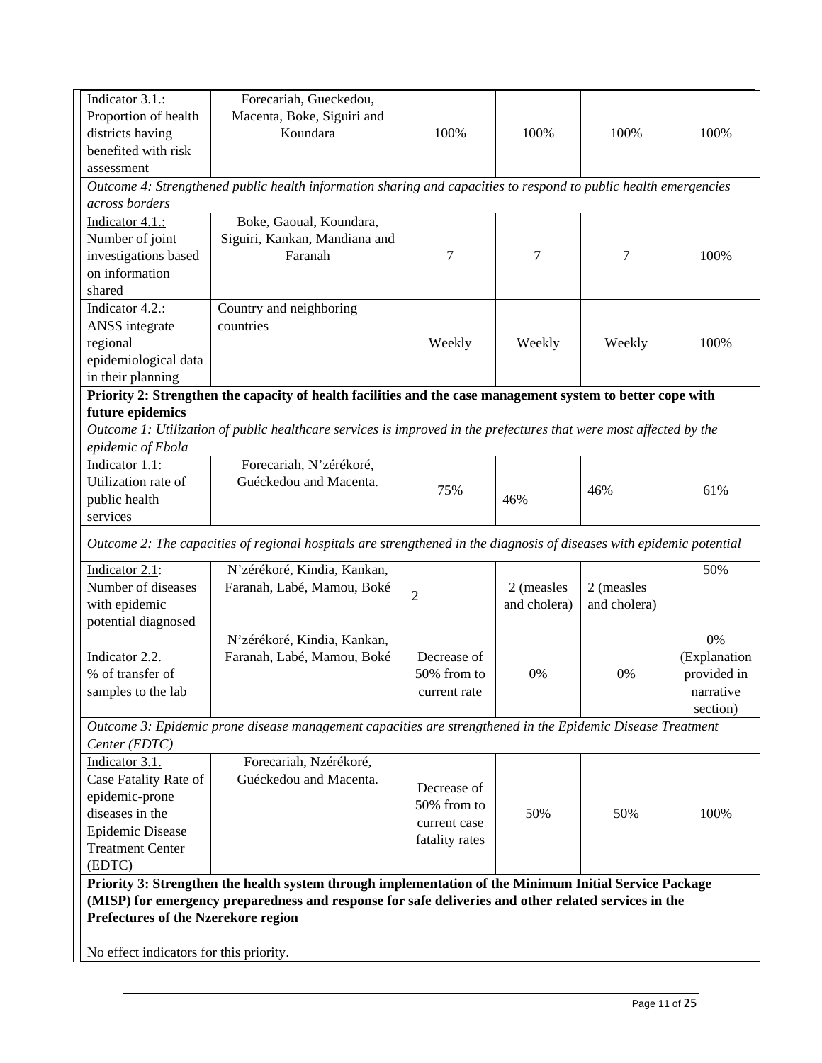| | | | | | |
|---|---|---|---|---|---|
| Indicator 3.1.: Proportion of health districts having benefited with risk assessment | Forecariah, Gueckedou, Macenta, Boke, Siguiri and Koundara | 100% | 100% | 100% | 100% |
| *Outcome 4: Strengthened public health information sharing and capacities to respond to public health emergencies across borders* | | | | | |
| Indicator 4.1.: Number of joint investigations based on information shared | Boke, Gaoual, Koundara, Siguiri, Kankan, Mandiana and Faranah | 7 | 7 | 7 | 100% |
| Indicator 4.2.: ANSS integrate regional epidemiological data in their planning | Country and neighboring countries | Weekly | Weekly | Weekly | 100% |
| **Priority 2: Strengthen the capacity of health facilities and the case management system to better cope with future epidemics** *Outcome 1: Utilization of public healthcare services is improved in the prefectures that were most affected by the epidemic of Ebola* | | | | | |
| Indicator 1.1: Utilization rate of public health services | Forecariah, N'zérékoré, Guéckedou and Macenta. | 75% | 46% | 46% | 61% |
| *Outcome 2: The capacities of regional hospitals are strengthened in the diagnosis of diseases with epidemic potential* | | | | | |
| Indicator 2.1: Number of diseases with epidemic potential diagnosed | N'zérékoré, Kindia, Kankan, Faranah, Labé, Mamou, Boké | 2 | 2 (measles and cholera) | 2 (measles and cholera) | 50% |
| Indicator 2.2. % of transfer of samples to the lab | N'zérékoré, Kindia, Kankan, Faranah, Labé, Mamou, Boké | Decrease of 50% from to current rate | 0% | 0% | 0% (Explanation provided in narrative section) |
| *Outcome 3: Epidemic prone disease management capacities are strengthened in the Epidemic Disease Treatment Center (EDTC)* | | | | | |
| Indicator 3.1. Case Fatality Rate of epidemic-prone diseases in the Epidemic Disease Treatment Center (EDTC) | Forecariah, Nzérékoré, Guéckedou and Macenta. | Decrease of 50% from to current case fatality rates | 50% | 50% | 100% |
| **Priority 3: Strengthen the health system through implementation of the Minimum Initial Service Package (MISP) for emergency preparedness and response for safe deliveries and other related services in the Prefectures of the Nzerekore region** No effect indicators for this priority. | | | | | |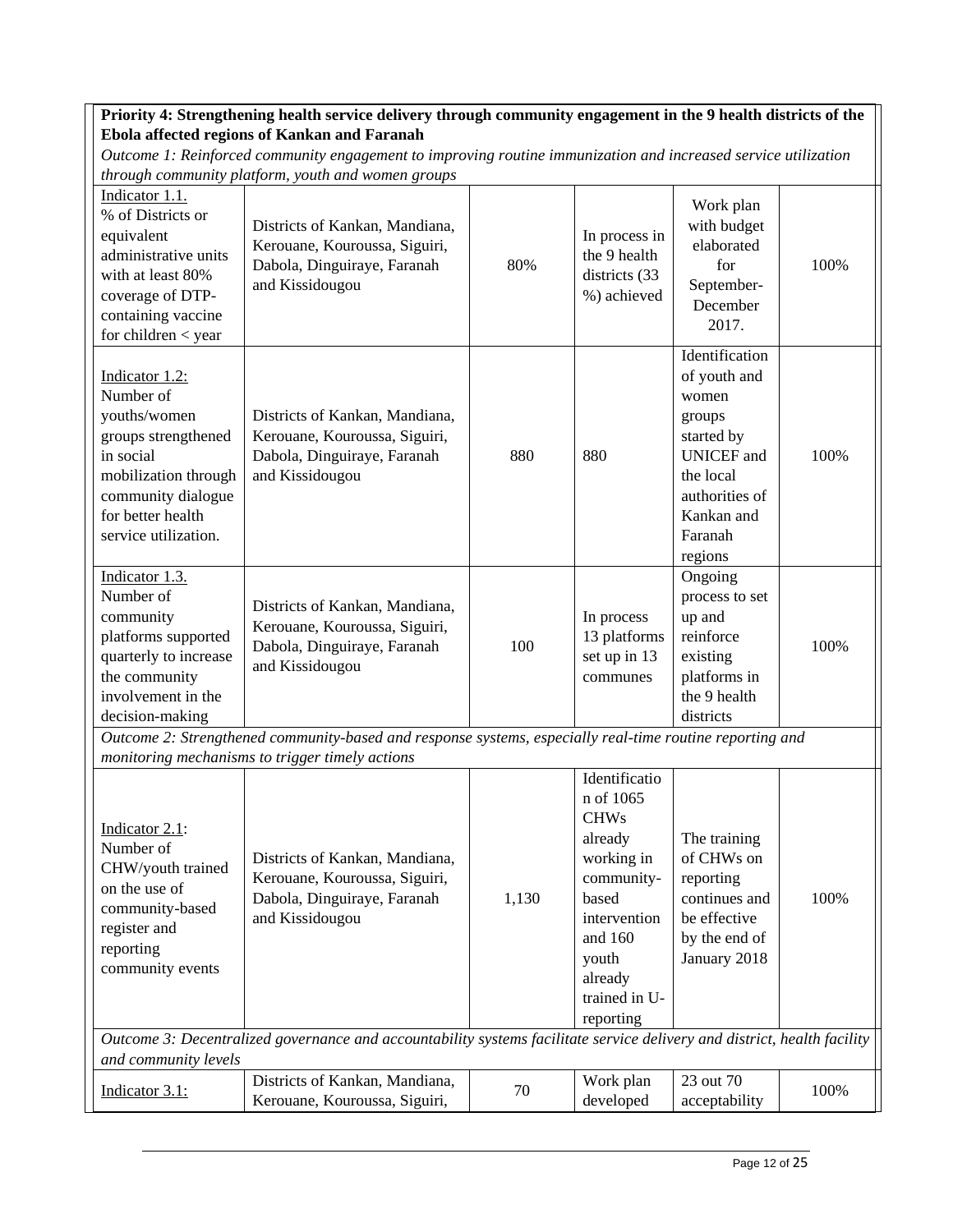| **Priority 4: Strengthening health service delivery through community engagement in the 9 health districts of the Ebola affected regions of Kankan and Faranah** | | | | | |
|---|---|---|---|---|---|
| *Outcome 1: Reinforced community engagement to improving routine immunization and increased service utilization through community platform, youth and women groups* | | | | | |
| Indicator 1.1. % of Districts or equivalent administrative units with at least 80% coverage of DTP-containing vaccine for children < year | Districts of Kankan, Mandiana, Kerouane, Kouroussa, Siguiri, Dabola, Dinguiraye, Faranah and Kissidougou | 80% | In process in the 9 health districts (33 %) achieved | Work plan with budget elaborated for September-December 2017. | 100% |
| Indicator 1.2: Number of youths/women groups strengthened in social mobilization through community dialogue for better health service utilization. | Districts of Kankan, Mandiana, Kerouane, Kouroussa, Siguiri, Dabola, Dinguiraye, Faranah and Kissidougou | 880 | 880 | Identification of youth and women groups started by UNICEF and the local authorities of Kankan and Faranah regions | 100% |
| Indicator 1.3. Number of community platforms supported quarterly to increase the community involvement in the decision-making | Districts of Kankan, Mandiana, Kerouane, Kouroussa, Siguiri, Dabola, Dinguiraye, Faranah and Kissidougou | 100 | In process 13 platforms set up in 13 communes | Ongoing process to set up and reinforce existing platforms in the 9 health districts | 100% |
| *Outcome 2: Strengthened community-based and response systems, especially real-time routine reporting and monitoring mechanisms to trigger timely actions* | | | | | |
| Indicator 2.1: Number of CHW/youth trained on the use of community-based register and reporting community events | Districts of Kankan, Mandiana, Kerouane, Kouroussa, Siguiri, Dabola, Dinguiraye, Faranah and Kissidougou | 1,130 | Identification of 1065 CHWs already working in community-based intervention and 160 youth already trained in U-reporting | The training of CHWs on reporting continues and be effective by the end of January 2018 | 100% |
| *Outcome 3: Decentralized governance and accountability systems facilitate service delivery and district, health facility and community levels* | | | | | |
| Indicator 3.1: | Districts of Kankan, Mandiana, Kerouane, Kouroussa, Siguiri, | 70 | Work plan developed | 23 out 70 acceptability | 100% |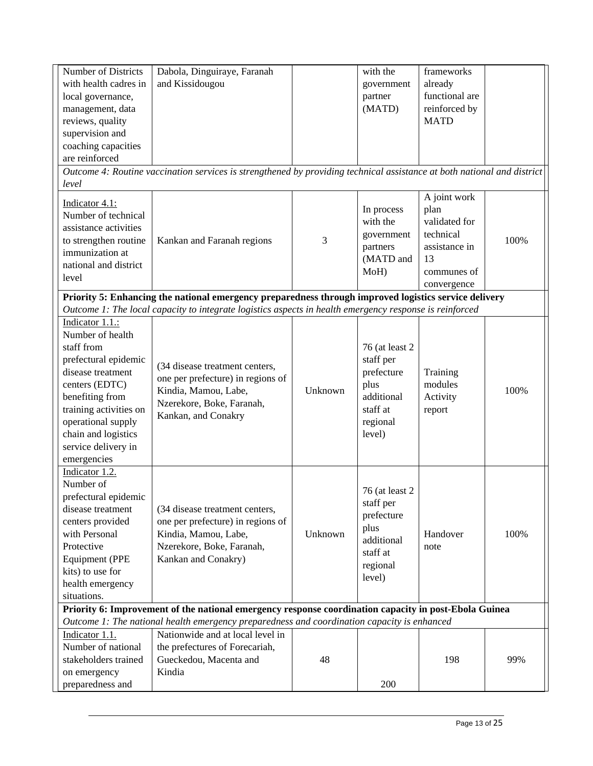| | | | | | |
|---|---|---|---|---|---|
| Number of Districts with health cadres in local governance, management, data reviews, quality supervision and coaching capacities are reinforced | Dabola, Dinguiraye, Faranah and Kissidougou | | with the government partner (MATD) | frameworks already functional are reinforced by MATD | |
| *Outcome 4: Routine vaccination services is strengthened by providing technical assistance at both national and district level* | | | | | |
| Indicator 4.1: Number of technical assistance activities to strengthen routine immunization at national and district level | Kankan and Faranah regions | 3 | In process with the government partners (MATD and MoH) | A joint work plan validated for technical assistance in 13 communes of convergence | 100% |
| **Priority 5: Enhancing the national emergency preparedness through improved logistics service delivery** *Outcome 1: The local capacity to integrate logistics aspects in health emergency response is reinforced* | | | | | |
| Indicator 1.1.: Number of health staff from prefectural epidemic disease treatment centers (EDTC) benefiting from training activities on operational supply chain and logistics service delivery in emergencies | (34 disease treatment centers, one per prefecture) in regions of Kindia, Mamou, Labe, Nzerekore, Boke, Faranah, Kankan, and Conakry | Unknown | 76 (at least 2 staff per prefecture plus additional staff at regional level) | Training modules Activity report | 100% |
| Indicator 1.2. Number of prefectural epidemic disease treatment centers provided with Personal Protective Equipment (PPE kits) to use for health emergency situations. | (34 disease treatment centers, one per prefecture) in regions of Kindia, Mamou, Labe, Nzerekore, Boke, Faranah, Kankan and Conakry) | Unknown | 76 (at least 2 staff per prefecture plus additional staff at regional level) | Handover note | 100% |
| **Priority 6: Improvement of the national emergency response coordination capacity in post-Ebola Guinea** *Outcome 1: The national health emergency preparedness and coordination capacity is enhanced* | | | | | |
| Indicator 1.1. Number of national stakeholders trained on emergency preparedness and | Nationwide and at local level in the prefectures of Forecariah, Gueckedou, Macenta and Kindia | 48 | 200 | 198 | 99% |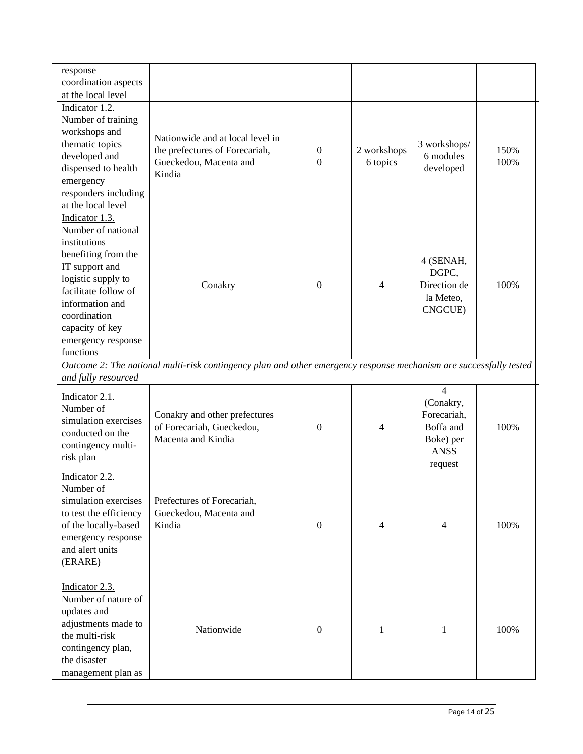| | | | | | |
|---|---|---|---|---|---|
| response coordination aspects at the local level | | | | | |
| Indicator 1.2. Number of training workshops and thematic topics developed and dispensed to health emergency responders including at the local level | Nationwide and at local level in the prefectures of Forecariah, Gueckedou, Macenta and Kindia | 0<br>0 | 2 workshops<br>6 topics | 3 workshops/<br>6 modules developed | 150%<br>100% |
| Indicator 1.3. Number of national institutions benefiting from the IT support and logistic supply to facilitate follow of information and coordination capacity of key emergency response functions | Conakry | 0 | 4 | 4 (SENAH, DGPC, Direction de la Meteo, CNGCUE) | 100% |
| *Outcome 2: The national multi-risk contingency plan and other emergency response mechanism are successfully tested and fully resourced* | | | | | |
| Indicator 2.1. Number of simulation exercises conducted on the contingency multi-risk plan | Conakry and other prefectures of Forecariah, Gueckedou, Macenta and Kindia | 0 | 4 | 4 (Conakry, Forecariah, Boffa and Boke) per ANSS request | 100% |
| Indicator 2.2. Number of simulation exercises to test the efficiency of the locally-based emergency response and alert units (ERARE) | Prefectures of Forecariah, Gueckedou, Macenta and Kindia | 0 | 4 | 4 | 100% |
| Indicator 2.3. Number of nature of updates and adjustments made to the multi-risk contingency plan, the disaster management plan as | Nationwide | 0 | 1 | 1 | 100% |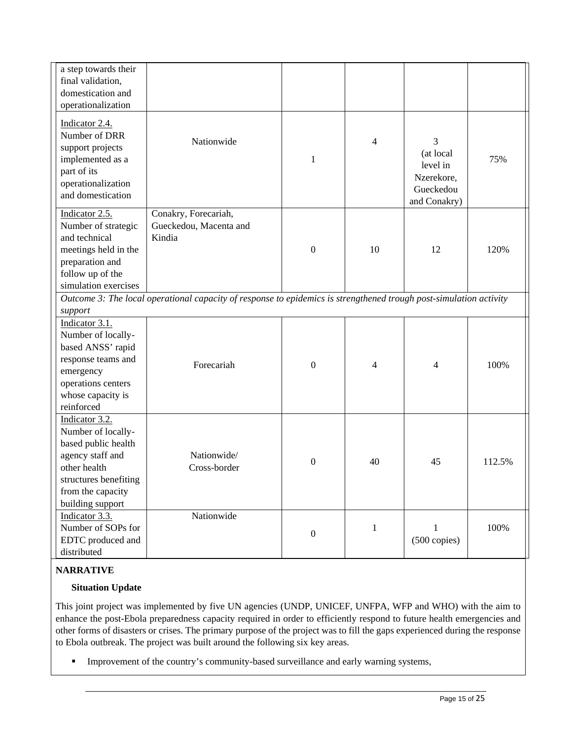| | | | | | |
|---|---|---|---|---|---|
| a step towards their final validation, domestication and operationalization | | | | | |
| Indicator 2.4. Number of DRR support projects implemented as a part of its operationalization and domestication | Nationwide | 1 | 4 | 3 (at local level in Nzerekore, Gueckedou and Conakry) | 75% |
| Indicator 2.5. Number of strategic and technical meetings held in the preparation and follow up of the simulation exercises | Conakry, Forecariah, Gueckedou, Macenta and Kindia | 0 | 10 | 12 | 120% |
| *Outcome 3: The local operational capacity of response to epidemics is strengthened trough post-simulation activity support* | | | | | |
| Indicator 3.1. Number of locally-based ANSS' rapid response teams and emergency operations centers whose capacity is reinforced | Forecariah | 0 | 4 | 4 | 100% |
| Indicator 3.2. Number of locally-based public health agency staff and other health structures benefiting from the capacity building support | Nationwide/ Cross-border | 0 | 40 | 45 | 112.5% |
| Indicator 3.3. Number of SOPs for EDTC produced and distributed | Nationwide | 0 | 1 | 1 (500 copies) | 100% |

**NARRATIVE**

**Situation Update**

This joint project was implemented by five UN agencies (UNDP, UNICEF, UNFPA, WFP and WHO) with the aim to enhance the post-Ebola preparedness capacity required in order to efficiently respond to future health emergencies and other forms of disasters or crises. The primary purpose of the project was to fill the gaps experienced during the response to Ebola outbreak. The project was built around the following six key areas.

- Improvement of the country's community-based surveillance and early warning systems,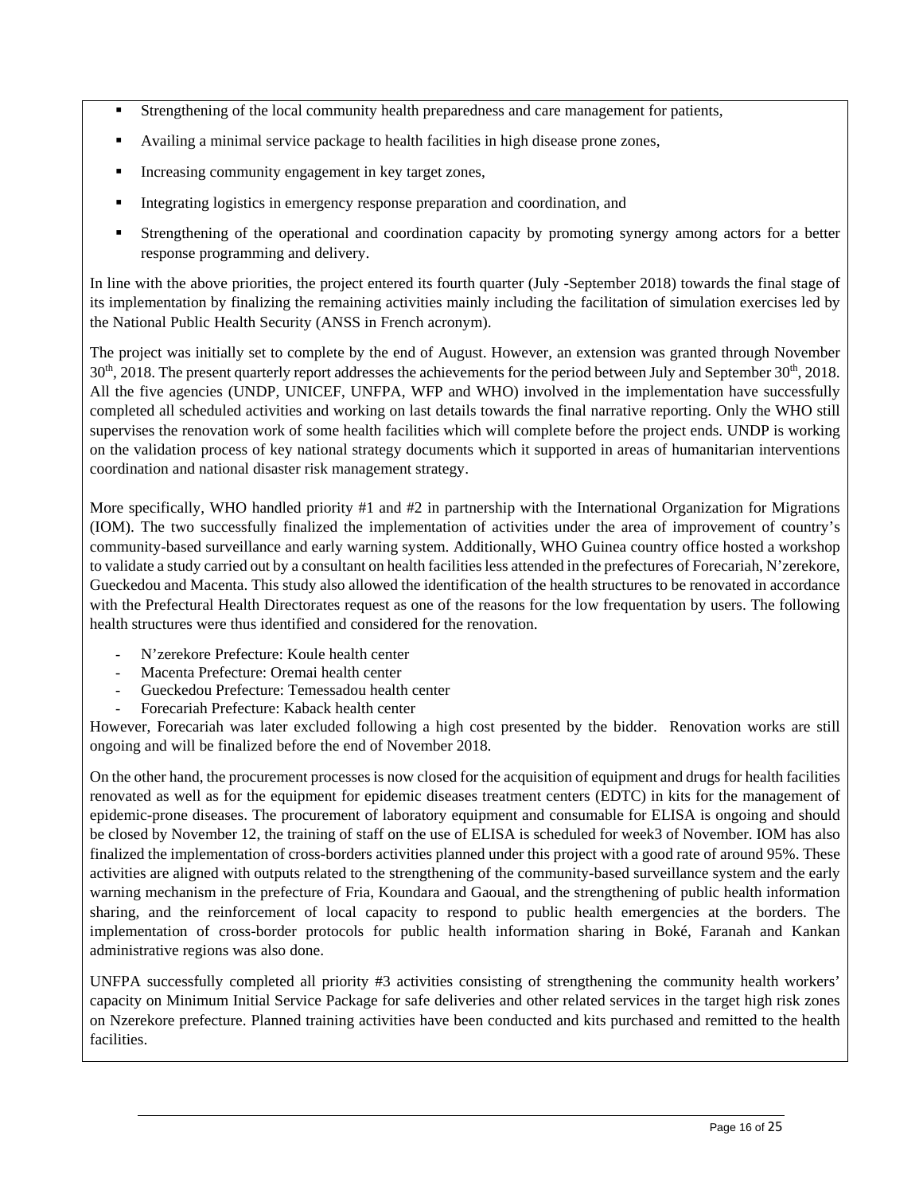- Strengthening of the local community health preparedness and care management for patients,
- Availing a minimal service package to health facilities in high disease prone zones,
- Increasing community engagement in key target zones,
- Integrating logistics in emergency response preparation and coordination, and
- Strengthening of the operational and coordination capacity by promoting synergy among actors for a better response programming and delivery.

In line with the above priorities, the project entered its fourth quarter (July -September 2018) towards the final stage of its implementation by finalizing the remaining activities mainly including the facilitation of simulation exercises led by the National Public Health Security (ANSS in French acronym).

The project was initially set to complete by the end of August. However, an extension was granted through November 30th, 2018. The present quarterly report addresses the achievements for the period between July and September 30th, 2018. All the five agencies (UNDP, UNICEF, UNFPA, WFP and WHO) involved in the implementation have successfully completed all scheduled activities and working on last details towards the final narrative reporting. Only the WHO still supervises the renovation work of some health facilities which will complete before the project ends. UNDP is working on the validation process of key national strategy documents which it supported in areas of humanitarian interventions coordination and national disaster risk management strategy.

More specifically, WHO handled priority #1 and #2 in partnership with the International Organization for Migrations (IOM). The two successfully finalized the implementation of activities under the area of improvement of country's community-based surveillance and early warning system. Additionally, WHO Guinea country office hosted a workshop to validate a study carried out by a consultant on health facilities less attended in the prefectures of Forecariah, N'zerekore, Gueckedou and Macenta. This study also allowed the identification of the health structures to be renovated in accordance with the Prefectural Health Directorates request as one of the reasons for the low frequentation by users. The following health structures were thus identified and considered for the renovation.

- N'zerekore Prefecture: Koule health center
- Macenta Prefecture: Oremai health center
- Gueckedou Prefecture: Temessadou health center
- Forecariah Prefecture: Kaback health center

However, Forecariah was later excluded following a high cost presented by the bidder. Renovation works are still ongoing and will be finalized before the end of November 2018.

On the other hand, the procurement processes is now closed for the acquisition of equipment and drugs for health facilities renovated as well as for the equipment for epidemic diseases treatment centers (EDTC) in kits for the management of epidemic-prone diseases. The procurement of laboratory equipment and consumable for ELISA is ongoing and should be closed by November 12, the training of staff on the use of ELISA is scheduled for week3 of November. IOM has also finalized the implementation of cross-borders activities planned under this project with a good rate of around 95%. These activities are aligned with outputs related to the strengthening of the community-based surveillance system and the early warning mechanism in the prefecture of Fria, Koundara and Gaoual, and the strengthening of public health information sharing, and the reinforcement of local capacity to respond to public health emergencies at the borders. The implementation of cross-border protocols for public health information sharing in Boké, Faranah and Kankan administrative regions was also done.

UNFPA successfully completed all priority #3 activities consisting of strengthening the community health workers' capacity on Minimum Initial Service Package for safe deliveries and other related services in the target high risk zones on Nzerekore prefecture. Planned training activities have been conducted and kits purchased and remitted to the health facilities.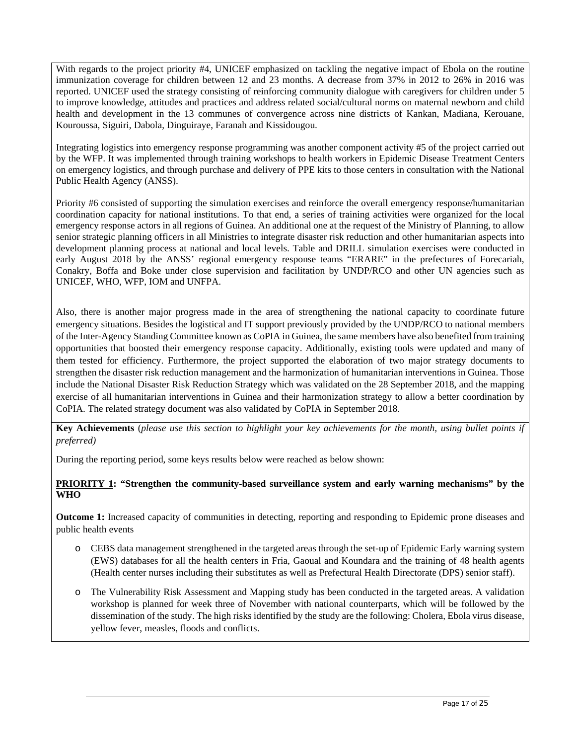With regards to the project priority #4, UNICEF emphasized on tackling the negative impact of Ebola on the routine immunization coverage for children between 12 and 23 months. A decrease from 37% in 2012 to 26% in 2016 was reported. UNICEF used the strategy consisting of reinforcing community dialogue with caregivers for children under 5 to improve knowledge, attitudes and practices and address related social/cultural norms on maternal newborn and child health and development in the 13 communes of convergence across nine districts of Kankan, Madiana, Kerouane, Kouroussa, Siguiri, Dabola, Dinguiraye, Faranah and Kissidougou.

Integrating logistics into emergency response programming was another component activity #5 of the project carried out by the WFP. It was implemented through training workshops to health workers in Epidemic Disease Treatment Centers on emergency logistics, and through purchase and delivery of PPE kits to those centers in consultation with the National Public Health Agency (ANSS).

Priority #6 consisted of supporting the simulation exercises and reinforce the overall emergency response/humanitarian coordination capacity for national institutions. To that end, a series of training activities were organized for the local emergency response actors in all regions of Guinea. An additional one at the request of the Ministry of Planning, to allow senior strategic planning officers in all Ministries to integrate disaster risk reduction and other humanitarian aspects into development planning process at national and local levels. Table and DRILL simulation exercises were conducted in early August 2018 by the ANSS' regional emergency response teams "ERARE" in the prefectures of Forecariah, Conakry, Boffa and Boke under close supervision and facilitation by UNDP/RCO and other UN agencies such as UNICEF, WHO, WFP, IOM and UNFPA.

Also, there is another major progress made in the area of strengthening the national capacity to coordinate future emergency situations. Besides the logistical and IT support previously provided by the UNDP/RCO to national members of the Inter-Agency Standing Committee known as CoPIA in Guinea, the same members have also benefited from training opportunities that boosted their emergency response capacity. Additionally, existing tools were updated and many of them tested for efficiency. Furthermore, the project supported the elaboration of two major strategy documents to strengthen the disaster risk reduction management and the harmonization of humanitarian interventions in Guinea. Those include the National Disaster Risk Reduction Strategy which was validated on the 28 September 2018, and the mapping exercise of all humanitarian interventions in Guinea and their harmonization strategy to allow a better coordination by CoPIA. The related strategy document was also validated by CoPIA in September 2018.

**Key Achievements** (*please use this section to highlight your key achievements for the month, using bullet points if preferred)*

During the reporting period, some keys results below were reached as below shown:

**PRIORITY 1: "Strengthen the community-based surveillance system and early warning mechanisms" by the WHO**

**Outcome 1:** Increased capacity of communities in detecting, reporting and responding to Epidemic prone diseases and public health events

- CEBS data management strengthened in the targeted areas through the set-up of Epidemic Early warning system (EWS) databases for all the health centers in Fria, Gaoual and Koundara and the training of 48 health agents (Health center nurses including their substitutes as well as Prefectural Health Directorate (DPS) senior staff).
- The Vulnerability Risk Assessment and Mapping study has been conducted in the targeted areas. A validation workshop is planned for week three of November with national counterparts, which will be followed by the dissemination of the study. The high risks identified by the study are the following: Cholera, Ebola virus disease, yellow fever, measles, floods and conflicts.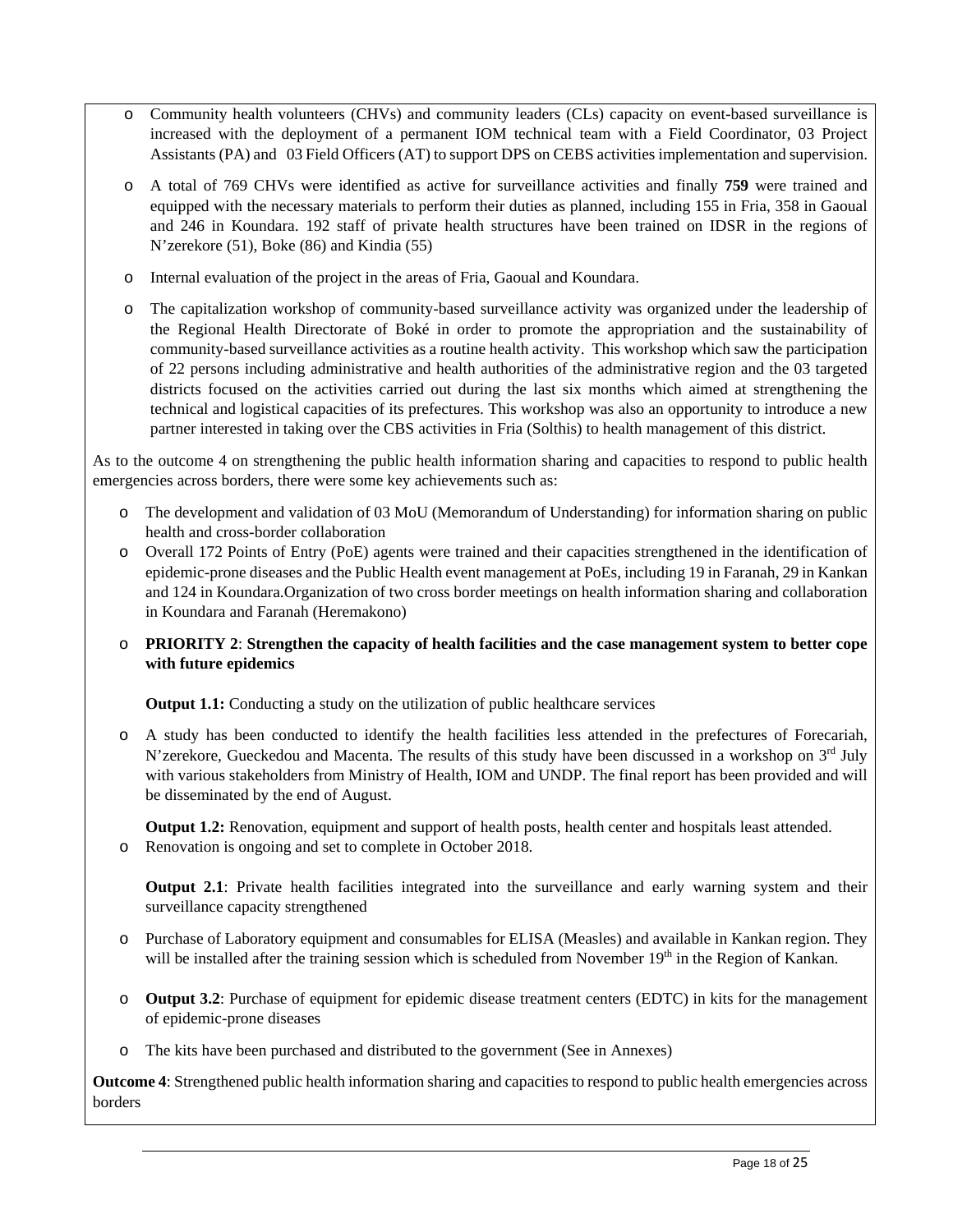- Community health volunteers (CHVs) and community leaders (CLs) capacity on event-based surveillance is increased with the deployment of a permanent IOM technical team with a Field Coordinator, 03 Project Assistants (PA) and 03 Field Officers (AT) to support DPS on CEBS activities implementation and supervision.
- A total of 769 CHVs were identified as active for surveillance activities and finally **759** were trained and equipped with the necessary materials to perform their duties as planned, including 155 in Fria, 358 in Gaoual and 246 in Koundara. 192 staff of private health structures have been trained on IDSR in the regions of N'zerekore (51), Boke (86) and Kindia (55)
- Internal evaluation of the project in the areas of Fria, Gaoual and Koundara.
- The capitalization workshop of community-based surveillance activity was organized under the leadership of the Regional Health Directorate of Boké in order to promote the appropriation and the sustainability of community-based surveillance activities as a routine health activity. This workshop which saw the participation of 22 persons including administrative and health authorities of the administrative region and the 03 targeted districts focused on the activities carried out during the last six months which aimed at strengthening the technical and logistical capacities of its prefectures. This workshop was also an opportunity to introduce a new partner interested in taking over the CBS activities in Fria (Solthis) to health management of this district.

As to the outcome 4 on strengthening the public health information sharing and capacities to respond to public health emergencies across borders, there were some key achievements such as:

- The development and validation of 03 MoU (Memorandum of Understanding) for information sharing on public health and cross-border collaboration
- Overall 172 Points of Entry (PoE) agents were trained and their capacities strengthened in the identification of epidemic-prone diseases and the Public Health event management at PoEs, including 19 in Faranah, 29 in Kankan and 124 in Koundara.Organization of two cross border meetings on health information sharing and collaboration in Koundara and Faranah (Heremakono)
- **PRIORITY 2**: **Strengthen the capacity of health facilities and the case management system to better cope with future epidemics**

  **Output 1.1:** Conducting a study on the utilization of public healthcare services

- A study has been conducted to identify the health facilities less attended in the prefectures of Forecariah, N'zerekore, Gueckedou and Macenta. The results of this study have been discussed in a workshop on 3rd July with various stakeholders from Ministry of Health, IOM and UNDP. The final report has been provided and will be disseminated by the end of August.

  **Output 1.2:** Renovation, equipment and support of health posts, health center and hospitals least attended.

- Renovation is ongoing and set to complete in October 2018.

  **Output 2.1**: Private health facilities integrated into the surveillance and early warning system and their surveillance capacity strengthened

- Purchase of Laboratory equipment and consumables for ELISA (Measles) and available in Kankan region. They will be installed after the training session which is scheduled from November 19th in the Region of Kankan.
- **Output 3.2**: Purchase of equipment for epidemic disease treatment centers (EDTC) in kits for the management of epidemic-prone diseases
- The kits have been purchased and distributed to the government (See in Annexes)

**Outcome 4**: Strengthened public health information sharing and capacities to respond to public health emergencies across borders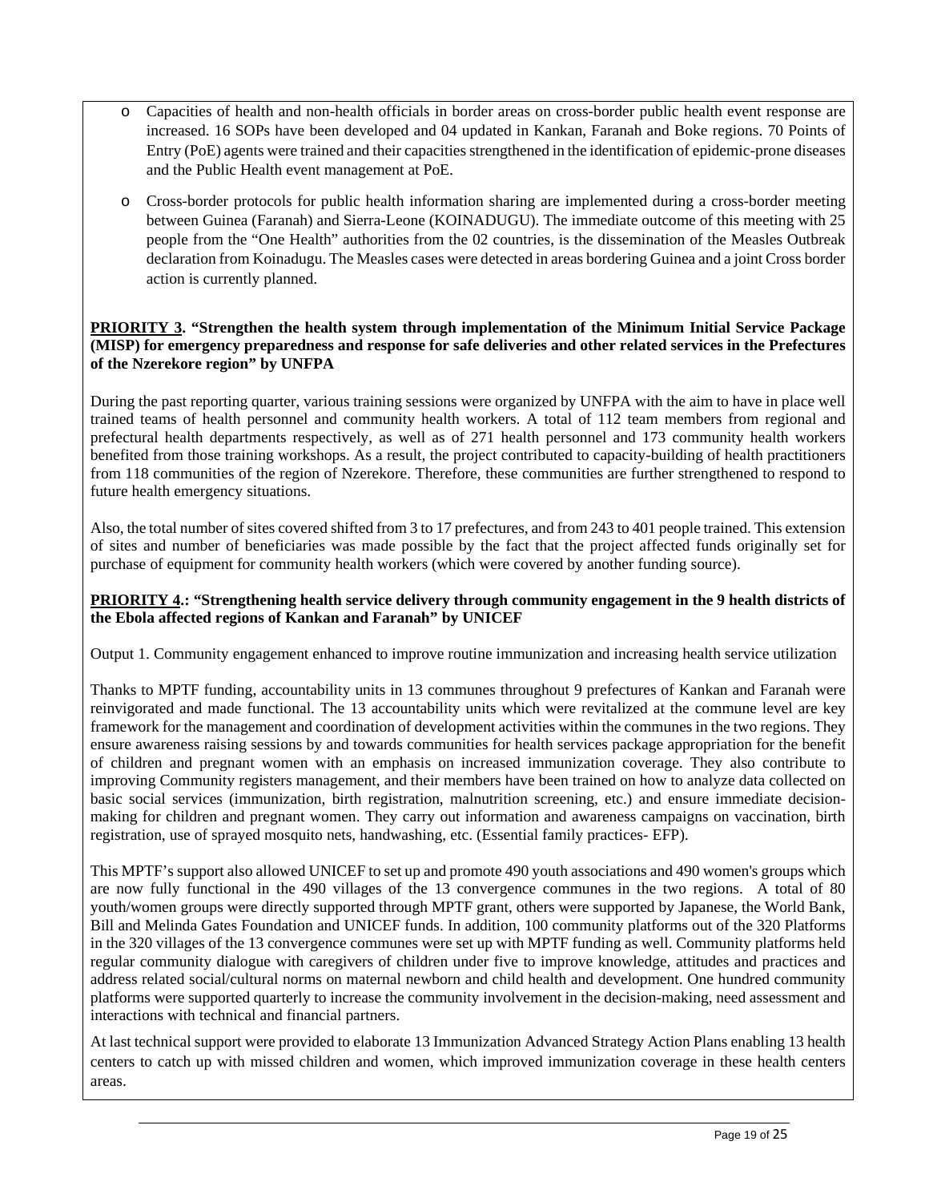- Capacities of health and non-health officials in border areas on cross-border public health event response are increased. 16 SOPs have been developed and 04 updated in Kankan, Faranah and Boke regions. 70 Points of Entry (PoE) agents were trained and their capacities strengthened in the identification of epidemic-prone diseases and the Public Health event management at PoE.
- Cross-border protocols for public health information sharing are implemented during a cross-border meeting between Guinea (Faranah) and Sierra-Leone (KOINADUGU). The immediate outcome of this meeting with 25 people from the "One Health" authorities from the 02 countries, is the dissemination of the Measles Outbreak declaration from Koinadugu. The Measles cases were detected in areas bordering Guinea and a joint Cross border action is currently planned.

**PRIORITY 3. "Strengthen the health system through implementation of the Minimum Initial Service Package (MISP) for emergency preparedness and response for safe deliveries and other related services in the Prefectures of the Nzerekore region" by UNFPA**

During the past reporting quarter, various training sessions were organized by UNFPA with the aim to have in place well trained teams of health personnel and community health workers. A total of 112 team members from regional and prefectural health departments respectively, as well as of 271 health personnel and 173 community health workers benefited from those training workshops. As a result, the project contributed to capacity-building of health practitioners from 118 communities of the region of Nzerekore. Therefore, these communities are further strengthened to respond to future health emergency situations.

Also, the total number of sites covered shifted from 3 to 17 prefectures, and from 243 to 401 people trained. This extension of sites and number of beneficiaries was made possible by the fact that the project affected funds originally set for purchase of equipment for community health workers (which were covered by another funding source).

**PRIORITY 4.: "Strengthening health service delivery through community engagement in the 9 health districts of the Ebola affected regions of Kankan and Faranah" by UNICEF**

Output 1. Community engagement enhanced to improve routine immunization and increasing health service utilization

Thanks to MPTF funding, accountability units in 13 communes throughout 9 prefectures of Kankan and Faranah were reinvigorated and made functional. The 13 accountability units which were revitalized at the commune level are key framework for the management and coordination of development activities within the communes in the two regions. They ensure awareness raising sessions by and towards communities for health services package appropriation for the benefit of children and pregnant women with an emphasis on increased immunization coverage. They also contribute to improving Community registers management, and their members have been trained on how to analyze data collected on basic social services (immunization, birth registration, malnutrition screening, etc.) and ensure immediate decision-making for children and pregnant women. They carry out information and awareness campaigns on vaccination, birth registration, use of sprayed mosquito nets, handwashing, etc. (Essential family practices- EFP).

This MPTF's support also allowed UNICEF to set up and promote 490 youth associations and 490 women's groups which are now fully functional in the 490 villages of the 13 convergence communes in the two regions. A total of 80 youth/women groups were directly supported through MPTF grant, others were supported by Japanese, the World Bank, Bill and Melinda Gates Foundation and UNICEF funds. In addition, 100 community platforms out of the 320 Platforms in the 320 villages of the 13 convergence communes were set up with MPTF funding as well. Community platforms held regular community dialogue with caregivers of children under five to improve knowledge, attitudes and practices and address related social/cultural norms on maternal newborn and child health and development. One hundred community platforms were supported quarterly to increase the community involvement in the decision-making, need assessment and interactions with technical and financial partners.

At last technical support were provided to elaborate 13 Immunization Advanced Strategy Action Plans enabling 13 health centers to catch up with missed children and women, which improved immunization coverage in these health centers areas.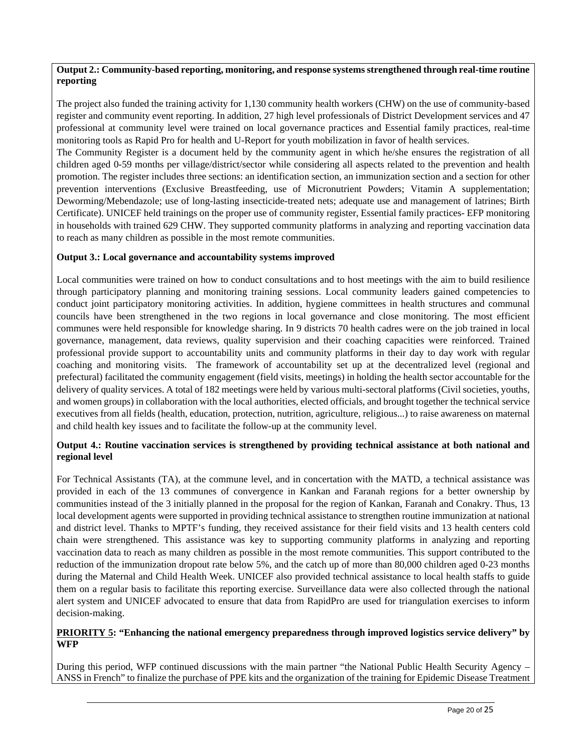**Output 2.: Community-based reporting, monitoring, and response systems strengthened through real-time routine reporting**

The project also funded the training activity for 1,130 community health workers (CHW) on the use of community-based register and community event reporting. In addition, 27 high level professionals of District Development services and 47 professional at community level were trained on local governance practices and Essential family practices, real-time monitoring tools as Rapid Pro for health and U-Report for youth mobilization in favor of health services.

The Community Register is a document held by the community agent in which he/she ensures the registration of all children aged 0-59 months per village/district/sector while considering all aspects related to the prevention and health promotion. The register includes three sections: an identification section, an immunization section and a section for other prevention interventions (Exclusive Breastfeeding, use of Micronutrient Powders; Vitamin A supplementation; Deworming/Mebendazole; use of long-lasting insecticide-treated nets; adequate use and management of latrines; Birth Certificate). UNICEF held trainings on the proper use of community register, Essential family practices- EFP monitoring in households with trained 629 CHW. They supported community platforms in analyzing and reporting vaccination data to reach as many children as possible in the most remote communities.

**Output 3.: Local governance and accountability systems improved**

Local communities were trained on how to conduct consultations and to host meetings with the aim to build resilience through participatory planning and monitoring training sessions. Local community leaders gained competencies to conduct joint participatory monitoring activities. In addition, hygiene committees in health structures and communal councils have been strengthened in the two regions in local governance and close monitoring. The most efficient communes were held responsible for knowledge sharing. In 9 districts 70 health cadres were on the job trained in local governance, management, data reviews, quality supervision and their coaching capacities were reinforced. Trained professional provide support to accountability units and community platforms in their day to day work with regular coaching and monitoring visits. The framework of accountability set up at the decentralized level (regional and prefectural) facilitated the community engagement (field visits, meetings) in holding the health sector accountable for the delivery of quality services. A total of 182 meetings were held by various multi-sectoral platforms (Civil societies, youths, and women groups) in collaboration with the local authorities, elected officials, and brought together the technical service executives from all fields (health, education, protection, nutrition, agriculture, religious...) to raise awareness on maternal and child health key issues and to facilitate the follow-up at the community level.

**Output 4.: Routine vaccination services is strengthened by providing technical assistance at both national and regional level**

For Technical Assistants (TA), at the commune level, and in concertation with the MATD, a technical assistance was provided in each of the 13 communes of convergence in Kankan and Faranah regions for a better ownership by communities instead of the 3 initially planned in the proposal for the region of Kankan, Faranah and Conakry. Thus, 13 local development agents were supported in providing technical assistance to strengthen routine immunization at national and district level. Thanks to MPTF's funding, they received assistance for their field visits and 13 health centers cold chain were strengthened. This assistance was key to supporting community platforms in analyzing and reporting vaccination data to reach as many children as possible in the most remote communities. This support contributed to the reduction of the immunization dropout rate below 5%, and the catch up of more than 80,000 children aged 0-23 months during the Maternal and Child Health Week. UNICEF also provided technical assistance to local health staffs to guide them on a regular basis to facilitate this reporting exercise. Surveillance data were also collected through the national alert system and UNICEF advocated to ensure that data from RapidPro are used for triangulation exercises to inform decision-making.

**PRIORITY 5: "Enhancing the national emergency preparedness through improved logistics service delivery" by WFP**

During this period, WFP continued discussions with the main partner "the National Public Health Security Agency – ANSS in French" to finalize the purchase of PPE kits and the organization of the training for Epidemic Disease Treatment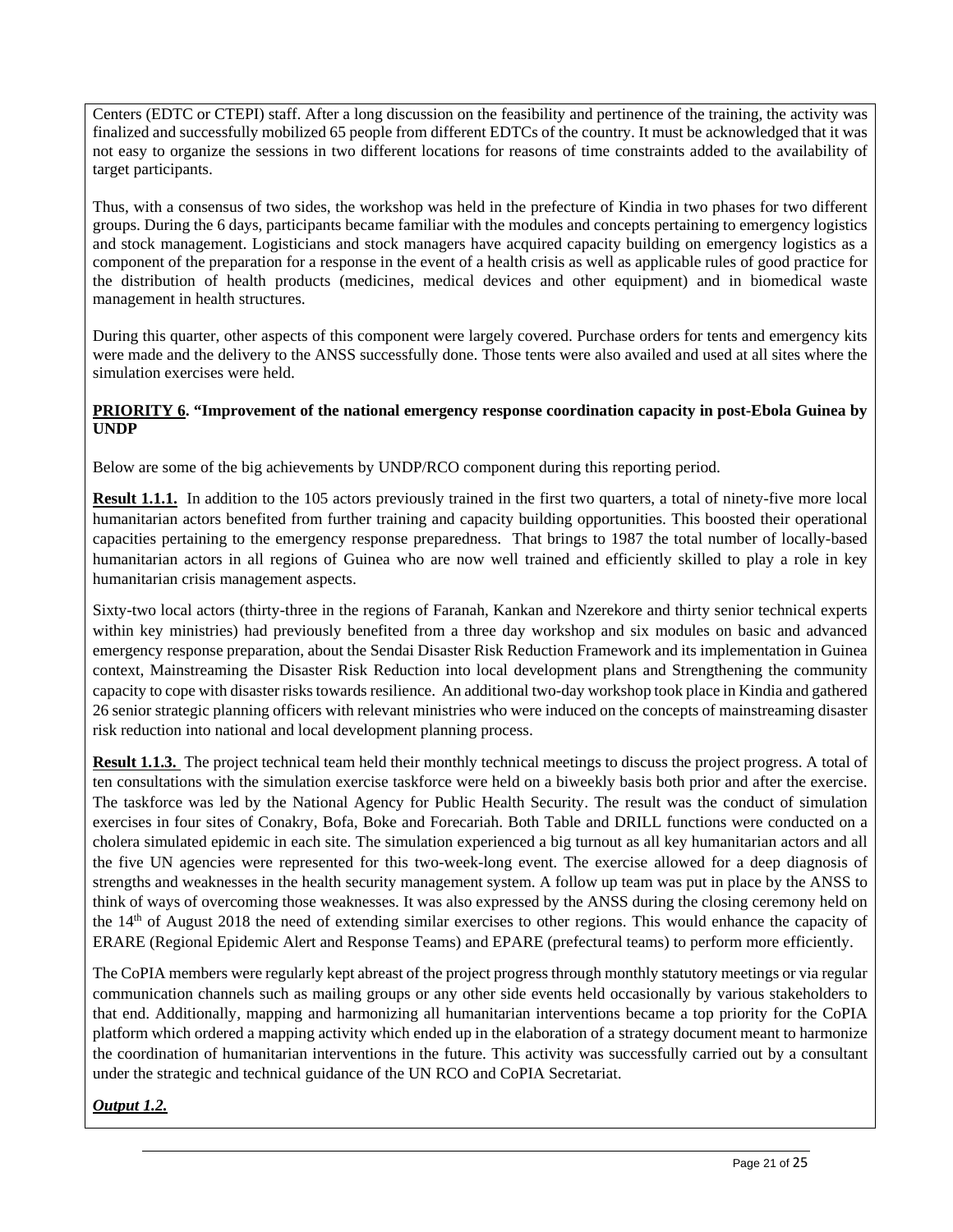Centers (EDTC or CTEPI) staff. After a long discussion on the feasibility and pertinence of the training, the activity was finalized and successfully mobilized 65 people from different EDTCs of the country. It must be acknowledged that it was not easy to organize the sessions in two different locations for reasons of time constraints added to the availability of target participants.

Thus, with a consensus of two sides, the workshop was held in the prefecture of Kindia in two phases for two different groups. During the 6 days, participants became familiar with the modules and concepts pertaining to emergency logistics and stock management. Logisticians and stock managers have acquired capacity building on emergency logistics as a component of the preparation for a response in the event of a health crisis as well as applicable rules of good practice for the distribution of health products (medicines, medical devices and other equipment) and in biomedical waste management in health structures.

During this quarter, other aspects of this component were largely covered. Purchase orders for tents and emergency kits were made and the delivery to the ANSS successfully done. Those tents were also availed and used at all sites where the simulation exercises were held.

**<u>PRIORITY 6</u>. "Improvement of the national emergency response coordination capacity in post-Ebola Guinea by UNDP**

Below are some of the big achievements by UNDP/RCO component during this reporting period.

**<u>Result 1.1.1.</u>** In addition to the 105 actors previously trained in the first two quarters, a total of ninety-five more local humanitarian actors benefited from further training and capacity building opportunities. This boosted their operational capacities pertaining to the emergency response preparedness. That brings to 1987 the total number of locally-based humanitarian actors in all regions of Guinea who are now well trained and efficiently skilled to play a role in key humanitarian crisis management aspects.

Sixty-two local actors (thirty-three in the regions of Faranah, Kankan and Nzerekore and thirty senior technical experts within key ministries) had previously benefited from a three day workshop and six modules on basic and advanced emergency response preparation, about the Sendai Disaster Risk Reduction Framework and its implementation in Guinea context, Mainstreaming the Disaster Risk Reduction into local development plans and Strengthening the community capacity to cope with disaster risks towards resilience. An additional two-day workshop took place in Kindia and gathered 26 senior strategic planning officers with relevant ministries who were induced on the concepts of mainstreaming disaster risk reduction into national and local development planning process.

**<u>Result 1.1.3.</u>** The project technical team held their monthly technical meetings to discuss the project progress. A total of ten consultations with the simulation exercise taskforce were held on a biweekly basis both prior and after the exercise. The taskforce was led by the National Agency for Public Health Security. The result was the conduct of simulation exercises in four sites of Conakry, Bofa, Boke and Forecariah. Both Table and DRILL functions were conducted on a cholera simulated epidemic in each site. The simulation experienced a big turnout as all key humanitarian actors and all the five UN agencies were represented for this two-week-long event. The exercise allowed for a deep diagnosis of strengths and weaknesses in the health security management system. A follow up team was put in place by the ANSS to think of ways of overcoming those weaknesses. It was also expressed by the ANSS during the closing ceremony held on the 14th of August 2018 the need of extending similar exercises to other regions. This would enhance the capacity of ERARE (Regional Epidemic Alert and Response Teams) and EPARE (prefectural teams) to perform more efficiently.

The CoPIA members were regularly kept abreast of the project progress through monthly statutory meetings or via regular communication channels such as mailing groups or any other side events held occasionally by various stakeholders to that end. Additionally, mapping and harmonizing all humanitarian interventions became a top priority for the CoPIA platform which ordered a mapping activity which ended up in the elaboration of a strategy document meant to harmonize the coordination of humanitarian interventions in the future. This activity was successfully carried out by a consultant under the strategic and technical guidance of the UN RCO and CoPIA Secretariat.

***<u>Output 1.2.</u>***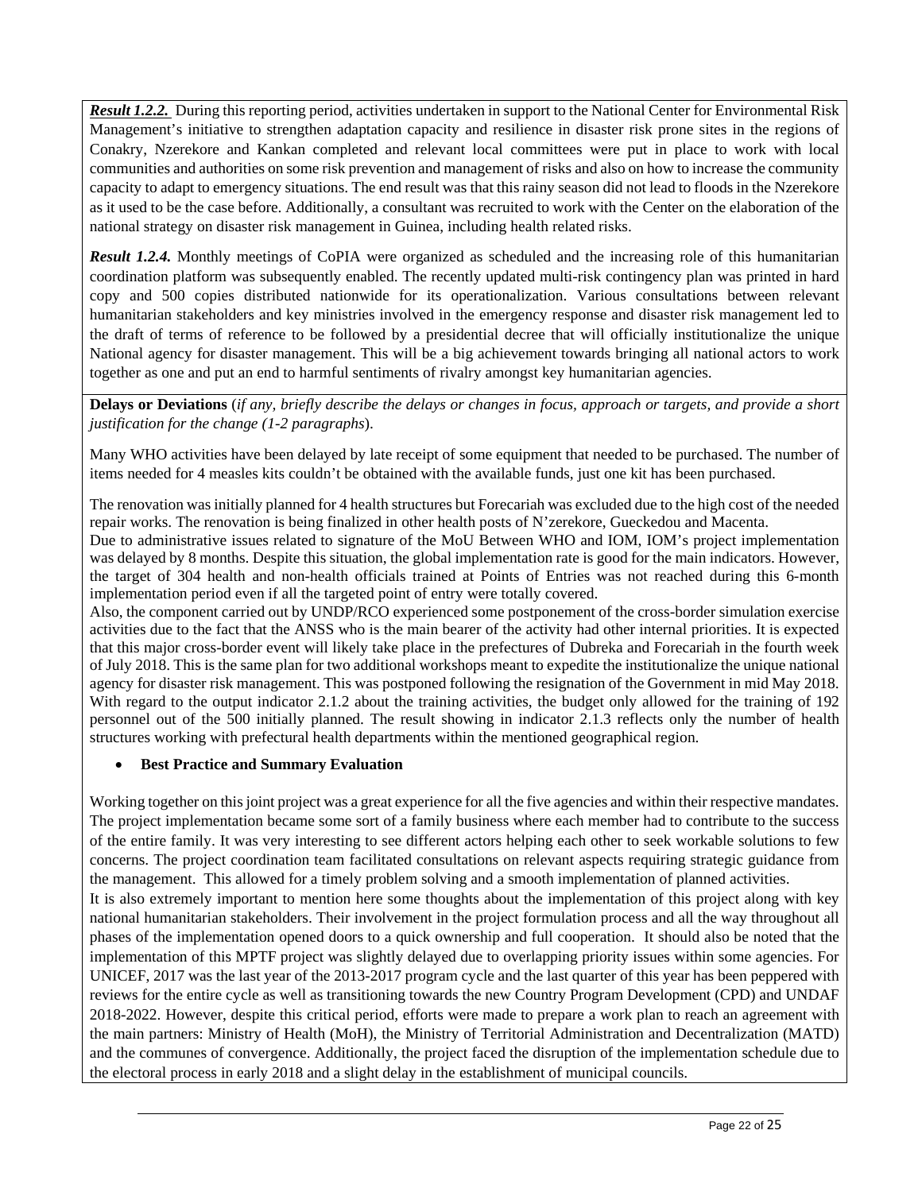***Result 1.2.2.*** During this reporting period, activities undertaken in support to the National Center for Environmental Risk Management's initiative to strengthen adaptation capacity and resilience in disaster risk prone sites in the regions of Conakry, Nzerekore and Kankan completed and relevant local committees were put in place to work with local communities and authorities on some risk prevention and management of risks and also on how to increase the community capacity to adapt to emergency situations. The end result was that this rainy season did not lead to floods in the Nzerekore as it used to be the case before. Additionally, a consultant was recruited to work with the Center on the elaboration of the national strategy on disaster risk management in Guinea, including health related risks.

***Result 1.2.4.*** Monthly meetings of CoPIA were organized as scheduled and the increasing role of this humanitarian coordination platform was subsequently enabled. The recently updated multi-risk contingency plan was printed in hard copy and 500 copies distributed nationwide for its operationalization. Various consultations between relevant humanitarian stakeholders and key ministries involved in the emergency response and disaster risk management led to the draft of terms of reference to be followed by a presidential decree that will officially institutionalize the unique National agency for disaster management. This will be a big achievement towards bringing all national actors to work together as one and put an end to harmful sentiments of rivalry amongst key humanitarian agencies.

**Delays or Deviations** (*if any, briefly describe the delays or changes in focus, approach or targets, and provide a short justification for the change (1-2 paragraphs*).

Many WHO activities have been delayed by late receipt of some equipment that needed to be purchased. The number of items needed for 4 measles kits couldn't be obtained with the available funds, just one kit has been purchased.

The renovation was initially planned for 4 health structures but Forecariah was excluded due to the high cost of the needed repair works. The renovation is being finalized in other health posts of N'zerekore, Gueckedou and Macenta.
Due to administrative issues related to signature of the MoU Between WHO and IOM, IOM's project implementation was delayed by 8 months. Despite this situation, the global implementation rate is good for the main indicators. However, the target of 304 health and non-health officials trained at Points of Entries was not reached during this 6-month implementation period even if all the targeted point of entry were totally covered.
Also, the component carried out by UNDP/RCO experienced some postponement of the cross-border simulation exercise activities due to the fact that the ANSS who is the main bearer of the activity had other internal priorities. It is expected that this major cross-border event will likely take place in the prefectures of Dubreka and Forecariah in the fourth week of July 2018. This is the same plan for two additional workshops meant to expedite the institutionalize the unique national agency for disaster risk management. This was postponed following the resignation of the Government in mid May 2018. With regard to the output indicator 2.1.2 about the training activities, the budget only allowed for the training of 192 personnel out of the 500 initially planned. The result showing in indicator 2.1.3 reflects only the number of health structures working with prefectural health departments within the mentioned geographical region.

- **Best Practice and Summary Evaluation**

Working together on this joint project was a great experience for all the five agencies and within their respective mandates. The project implementation became some sort of a family business where each member had to contribute to the success of the entire family. It was very interesting to see different actors helping each other to seek workable solutions to few concerns. The project coordination team facilitated consultations on relevant aspects requiring strategic guidance from the management. This allowed for a timely problem solving and a smooth implementation of planned activities.
It is also extremely important to mention here some thoughts about the implementation of this project along with key national humanitarian stakeholders. Their involvement in the project formulation process and all the way throughout all phases of the implementation opened doors to a quick ownership and full cooperation. It should also be noted that the implementation of this MPTF project was slightly delayed due to overlapping priority issues within some agencies. For UNICEF, 2017 was the last year of the 2013-2017 program cycle and the last quarter of this year has been peppered with reviews for the entire cycle as well as transitioning towards the new Country Program Development (CPD) and UNDAF 2018-2022. However, despite this critical period, efforts were made to prepare a work plan to reach an agreement with the main partners: Ministry of Health (MoH), the Ministry of Territorial Administration and Decentralization (MATD) and the communes of convergence. Additionally, the project faced the disruption of the implementation schedule due to the electoral process in early 2018 and a slight delay in the establishment of municipal councils.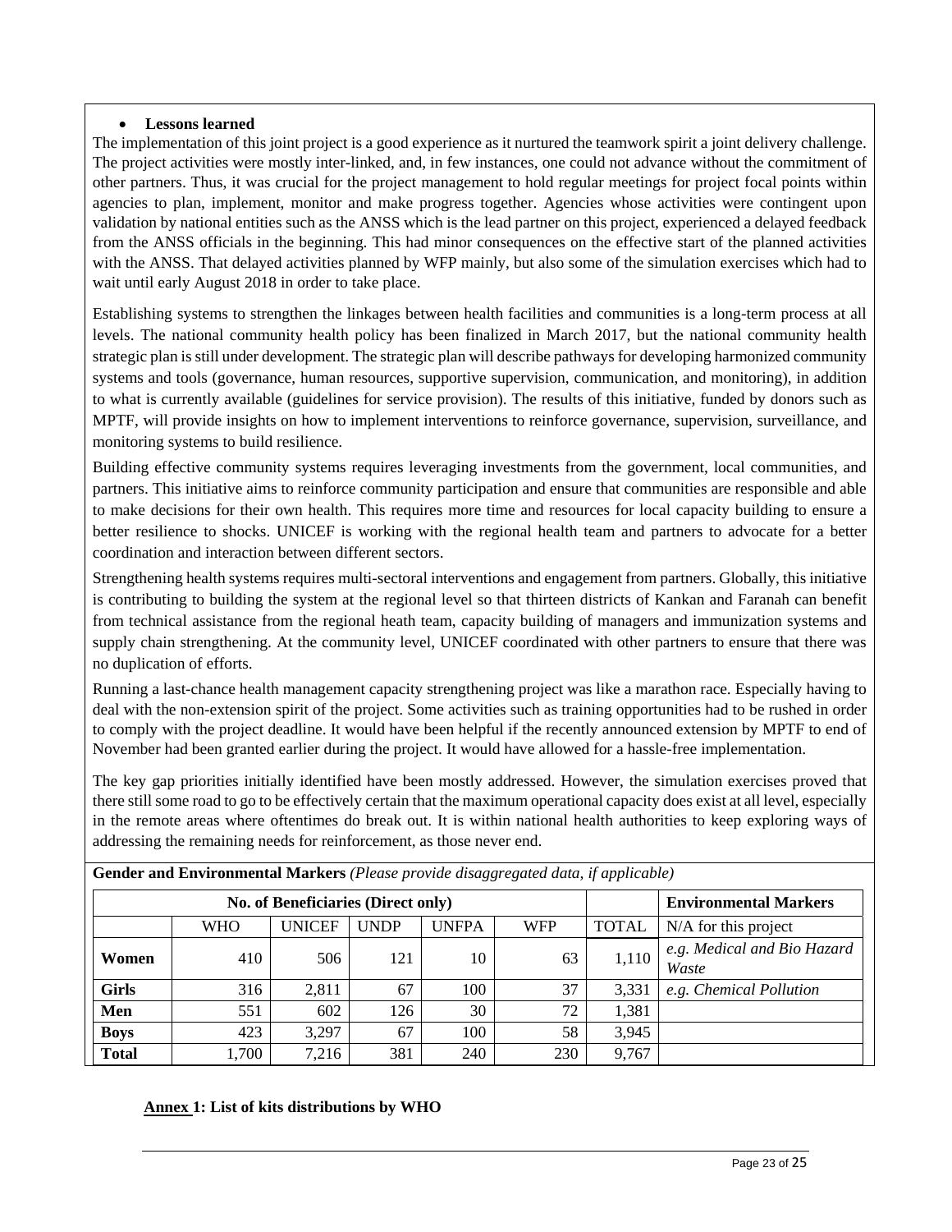- **Lessons learned**

The implementation of this joint project is a good experience as it nurtured the teamwork spirit a joint delivery challenge. The project activities were mostly inter-linked, and, in few instances, one could not advance without the commitment of other partners. Thus, it was crucial for the project management to hold regular meetings for project focal points within agencies to plan, implement, monitor and make progress together. Agencies whose activities were contingent upon validation by national entities such as the ANSS which is the lead partner on this project, experienced a delayed feedback from the ANSS officials in the beginning. This had minor consequences on the effective start of the planned activities with the ANSS. That delayed activities planned by WFP mainly, but also some of the simulation exercises which had to wait until early August 2018 in order to take place.

Establishing systems to strengthen the linkages between health facilities and communities is a long-term process at all levels. The national community health policy has been finalized in March 2017, but the national community health strategic plan is still under development. The strategic plan will describe pathways for developing harmonized community systems and tools (governance, human resources, supportive supervision, communication, and monitoring), in addition to what is currently available (guidelines for service provision). The results of this initiative, funded by donors such as MPTF, will provide insights on how to implement interventions to reinforce governance, supervision, surveillance, and monitoring systems to build resilience.

Building effective community systems requires leveraging investments from the government, local communities, and partners. This initiative aims to reinforce community participation and ensure that communities are responsible and able to make decisions for their own health. This requires more time and resources for local capacity building to ensure a better resilience to shocks. UNICEF is working with the regional health team and partners to advocate for a better coordination and interaction between different sectors.

Strengthening health systems requires multi-sectoral interventions and engagement from partners. Globally, this initiative is contributing to building the system at the regional level so that thirteen districts of Kankan and Faranah can benefit from technical assistance from the regional heath team, capacity building of managers and immunization systems and supply chain strengthening. At the community level, UNICEF coordinated with other partners to ensure that there was no duplication of efforts.

Running a last-chance health management capacity strengthening project was like a marathon race. Especially having to deal with the non-extension spirit of the project. Some activities such as training opportunities had to be rushed in order to comply with the project deadline. It would have been helpful if the recently announced extension by MPTF to end of November had been granted earlier during the project. It would have allowed for a hassle-free implementation.

The key gap priorities initially identified have been mostly addressed. However, the simulation exercises proved that there still some road to go to be effectively certain that the maximum operational capacity does exist at all level, especially in the remote areas where oftentimes do break out. It is within national health authorities to keep exploring ways of addressing the remaining needs for reinforcement, as those never end.

**Gender and Environmental Markers** *(Please provide disaggregated data, if applicable)*

| No. of Beneficiaries (Direct only) | | | | | | | Environmental Markers |
|---|---|---|---|---|---|---|---|
| | WHO | UNICEF | UNDP | UNFPA | WFP | TOTAL | N/A for this project |
| **Women** | 410 | 506 | 121 | 10 | 63 | 1,110 | *e.g. Medical and Bio Hazard Waste* |
| **Girls** | 316 | 2,811 | 67 | 100 | 37 | 3,331 | *e.g. Chemical Pollution* |
| **Men** | 551 | 602 | 126 | 30 | 72 | 1,381 | |
| **Boys** | 423 | 3,297 | 67 | 100 | 58 | 3,945 | |
| **Total** | 1,700 | 7,216 | 381 | 240 | 230 | 9,767 | |

**Annex 1: List of kits distributions by WHO**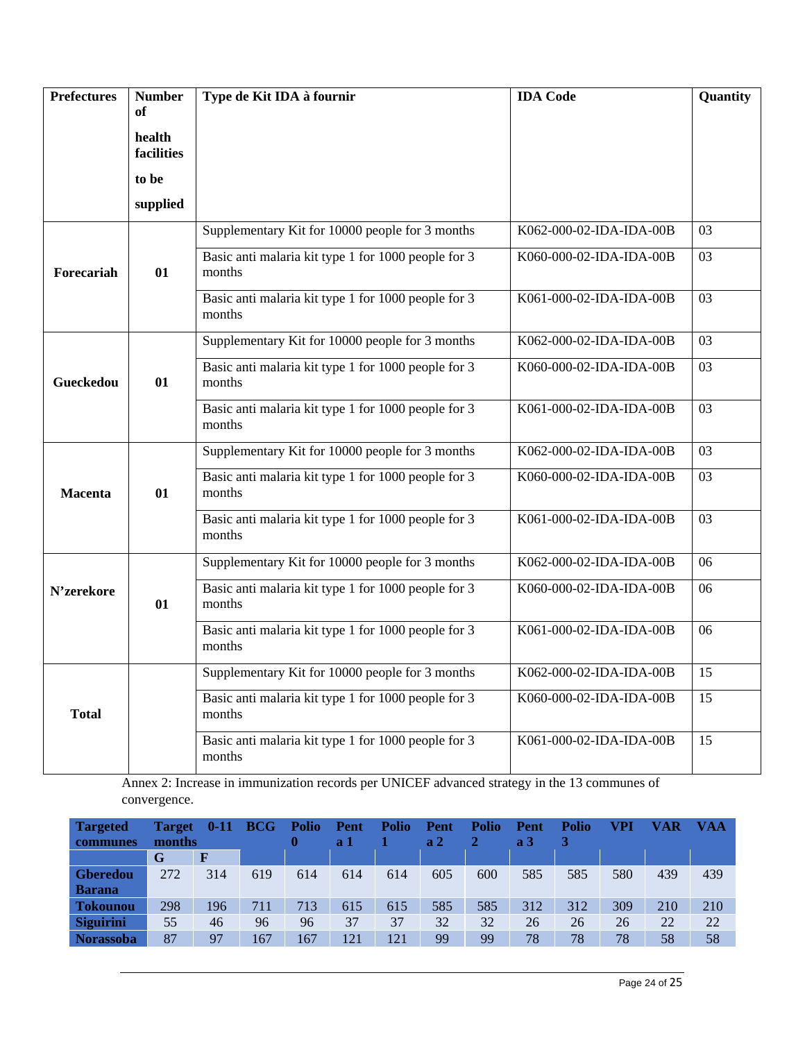| Prefectures | Number of health facilities to be supplied | Type de Kit IDA à fournir | IDA Code | Quantity |
|---|---|---|---|---|
| **Forecariah** | **01** | Supplementary Kit for 10000 people for 3 months | K062-000-02-IDA-IDA-00B | 03 |
| | | Basic anti malaria kit type 1 for 1000 people for 3 months | K060-000-02-IDA-IDA-00B | 03 |
| | | Basic anti malaria kit type 1 for 1000 people for 3 months | K061-000-02-IDA-IDA-00B | 03 |
| **Gueckedou** | **01** | Supplementary Kit for 10000 people for 3 months | K062-000-02-IDA-IDA-00B | 03 |
| | | Basic anti malaria kit type 1 for 1000 people for 3 months | K060-000-02-IDA-IDA-00B | 03 |
| | | Basic anti malaria kit type 1 for 1000 people for 3 months | K061-000-02-IDA-IDA-00B | 03 |
| **Macenta** | **01** | Supplementary Kit for 10000 people for 3 months | K062-000-02-IDA-IDA-00B | 03 |
| | | Basic anti malaria kit type 1 for 1000 people for 3 months | K060-000-02-IDA-IDA-00B | 03 |
| | | Basic anti malaria kit type 1 for 1000 people for 3 months | K061-000-02-IDA-IDA-00B | 03 |
| **N'zerekore** | **01** | Supplementary Kit for 10000 people for 3 months | K062-000-02-IDA-IDA-00B | 06 |
| | | Basic anti malaria kit type 1 for 1000 people for 3 months | K060-000-02-IDA-IDA-00B | 06 |
| | | Basic anti malaria kit type 1 for 1000 people for 3 months | K061-000-02-IDA-IDA-00B | 06 |
| **Total** | | Supplementary Kit for 10000 people for 3 months | K062-000-02-IDA-IDA-00B | 15 |
| | | Basic anti malaria kit type 1 for 1000 people for 3 months | K060-000-02-IDA-IDA-00B | 15 |
| | | Basic anti malaria kit type 1 for 1000 people for 3 months | K061-000-02-IDA-IDA-00B | 15 |

Annex 2: Increase in immunization records per UNICEF advanced strategy in the 13 communes of convergence.

| Targeted communes | Target 0-11 months | | BCG | Polio 0 | Penta 1 | Polio 1 | Penta 2 | Polio 2 | Penta 3 | Polio 3 | VPI | VAR | VAA |
|---|---|---|---|---|---|---|---|---|---|---|---|---|---|
| | G | F | | | | | | | | | | | |
| Gberedou Barana | 272 | 314 | 619 | 614 | 614 | 614 | 605 | 600 | 585 | 585 | 580 | 439 | 439 |
| Tokounou | 298 | 196 | 711 | 713 | 615 | 615 | 585 | 585 | 312 | 312 | 309 | 210 | 210 |
| Siguirini | 55 | 46 | 96 | 96 | 37 | 37 | 32 | 32 | 26 | 26 | 26 | 22 | 22 |
| Norassoba | 87 | 97 | 167 | 167 | 121 | 121 | 99 | 99 | 78 | 78 | 78 | 58 | 58 |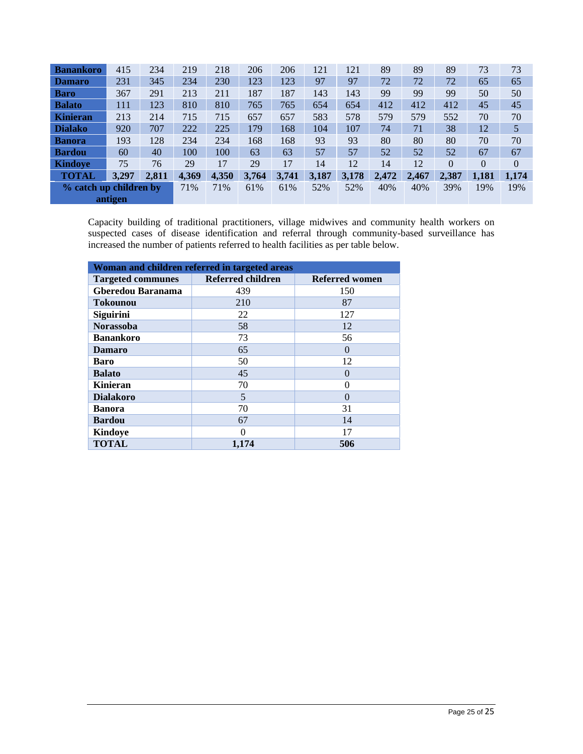| | | | | | | | | | | | | | |
|---|---|---|---|---|---|---|---|---|---|---|---|---|---|
| **Banankoro** | 415 | 234 | 219 | 218 | 206 | 206 | 121 | 121 | 89 | 89 | 89 | 73 | 73 |
| **Damaro** | 231 | 345 | 234 | 230 | 123 | 123 | 97 | 97 | 72 | 72 | 72 | 65 | 65 |
| **Baro** | 367 | 291 | 213 | 211 | 187 | 187 | 143 | 143 | 99 | 99 | 99 | 50 | 50 |
| **Balato** | 111 | 123 | 810 | 810 | 765 | 765 | 654 | 654 | 412 | 412 | 412 | 45 | 45 |
| **Kinieran** | 213 | 214 | 715 | 715 | 657 | 657 | 583 | 578 | 579 | 579 | 552 | 70 | 70 |
| **Dialako** | 920 | 707 | 222 | 225 | 179 | 168 | 104 | 107 | 74 | 71 | 38 | 12 | 5 |
| **Banora** | 193 | 128 | 234 | 234 | 168 | 168 | 93 | 93 | 80 | 80 | 80 | 70 | 70 |
| **Bardou** | 60 | 40 | 100 | 100 | 63 | 63 | 57 | 57 | 52 | 52 | 52 | 67 | 67 |
| **Kindoye** | 75 | 76 | 29 | 17 | 29 | 17 | 14 | 12 | 14 | 12 | 0 | 0 | 0 |
| **TOTAL** | **3,297** | **2,811** | **4,369** | **4,350** | **3,764** | **3,741** | **3,187** | **3,178** | **2,472** | **2,467** | **2,387** | **1,181** | **1,174** |
| **% catch up children by antigen** | | | 71% | 71% | 61% | 61% | 52% | 52% | 40% | 40% | 39% | 19% | 19% |

Capacity building of traditional practitioners, village midwives and community health workers on suspected cases of disease identification and referral through community-based surveillance has increased the number of patients referred to health facilities as per table below.

| **Woman and children referred in targeted areas** | | |
|---|---|---|
| **Targeted communes** | **Referred children** | **Referred women** |
| **Gberedou Baranama** | 439 | 150 |
| **Tokounou** | 210 | 87 |
| **Siguirini** | 22 | 127 |
| **Norassoba** | 58 | 12 |
| **Banankoro** | 73 | 56 |
| **Damaro** | 65 | 0 |
| **Baro** | 50 | 12 |
| **Balato** | 45 | 0 |
| **Kinieran** | 70 | 0 |
| **Dialakoro** | 5 | 0 |
| **Banora** | 70 | 31 |
| **Bardou** | 67 | 14 |
| **Kindoye** | 0 | 17 |
| **TOTAL** | **1,174** | **506** |